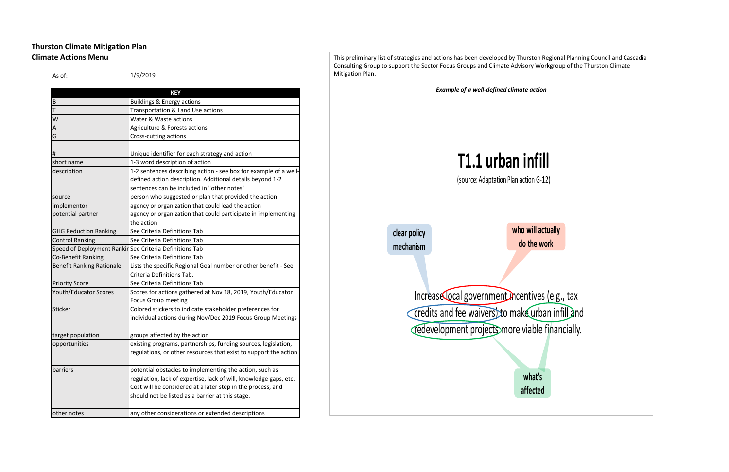**Thurston Climate Mitigation Plan**
**Climate Actions Menu**

As of: 1/9/2019

| KEY | |
|---|---|
| B | Buildings & Energy actions |
| T | Transportation & Land Use actions |
| W | Water & Waste actions |
| A | Agriculture & Forests actions |
| G | Cross-cutting actions |
| | |
| # | Unique identifier for each strategy and action |
| short name | 1-3 word description of action |
| description | 1-2 sentences describing action - see box for example of a well-defined action description. Additional details beyond 1-2 sentences can be included in "other notes" |
| source | person who suggested or plan that provided the action |
| implementor | agency or organization that could lead the action |
| potential partner | agency or organization that could participate in implementing the action |
| GHG Reduction Ranking | See Criteria Definitions Tab |
| Control Ranking | See Criteria Definitions Tab |
| Speed of Deployment Rankin | See Criteria Definitions Tab |
| Co-Benefit Ranking | See Criteria Definitions Tab |
| Benefit Ranking Rationale | Lists the specific Regional Goal number or other benefit - See Criteria Definitions Tab. |
| Priority Score | See Criteria Definitions Tab |
| Youth/Educator Scores | Scores for actions gathered at Nov 18, 2019, Youth/Educator Focus Group meeting |
| Sticker | Colored stickers to indicate stakeholder preferences for individual actions during Nov/Dec 2019 Focus Group Meetings |
| target population | groups affected by the action |
| opportunities | existing programs, partnerships, funding sources, legislation, regulations, or other resources that exist to support the action |
| barriers | potential obstacles to implementing the action, such as regulation, lack of expertise, lack of will, knowledge gaps, etc. Cost will be considered at a later step in the process, and should not be listed as a barrier at this stage. |
| other notes | any other considerations or extended descriptions |

This preliminary list of strategies and actions has been developed by Thurston Regional Planning Council and Cascadia Consulting Group to support the Sector Focus Groups and Climate Advisory Workgroup of the Thurston Climate Mitigation Plan.

***Example of a well-defined climate action***

# T1.1 urban infill

(source: Adaptation Plan action G-12)

clear policy mechanism

who will actually do the work

Increase local government incentives (e.g., tax credits and fee waivers) to make urban infill and redevelopment projects more viable financially.

what's affected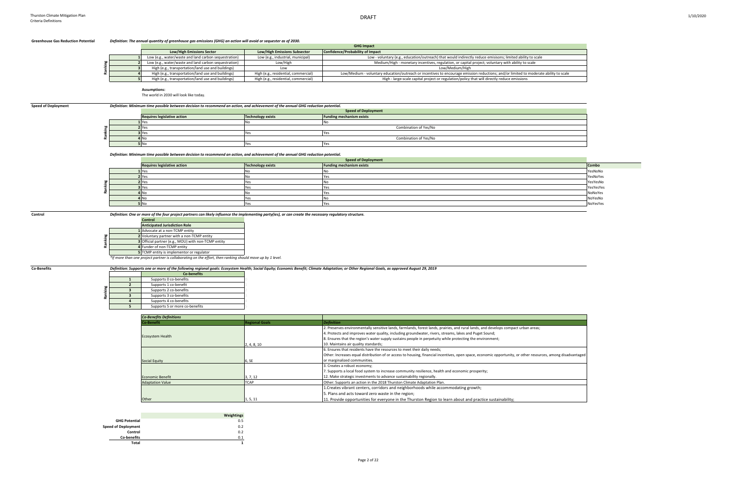## Greenhouse Gas Reduction Potential

*Definition: The annual quantity of greenhouse gas emissions (GHG) an action will avoid or sequester as of 2030.*

| Ranking | GHG Impact | | |
|---|---|---|---|
| | **Low/High Emissions Sector** | **Low/High Emissions Subsector** | **Confidence/Probability of Impact** |
| 1 | Low (e.g., water/waste and land carbon sequestration) | Low (e.g., industrial, municipal) | Low - voluntary (e.g., education/outreach) that would indirectly reduce emisisons; limited ability to scale |
| 2 | Low (e.g., water/waste and land carbon sequestration) | Low/High | Medium/High - monetary incentives, regulation, or capital project; voluntary with ability to scale |
| 3 | High (e.g., transportation/land use and buildings) | Low | Low/Medium/High |
| 4 | High (e.g., transportation/land use and buildings) | High (e.g., residential, commercial) | Low/Medium - voluntary education/outreach or incentives to encourage emission reductions; and/or limited to moderate ability to scale |
| 5 | High (e.g., transportation/land use and buildings) | High (e.g., residential, commercial) | High - large-scale capital project or regulation/policy that will directly reduce emissions |

**Assumptions:**

The world in 2030 will look like today.

## Speed of Deployment

*Definition: Minimum time possible between decision to recommend an action, and achievement of the annual GHG reduction potential.*

| Ranking | Speed of Deployment | | |
|---|---|---|---|
| | **Requires legislative action** | **Technology exists** | **Funding mechanism exists** |
| 1 | Yes | No | No |
| 2 | Yes | Combination of Yes/No | |
| 3 | Yes | Yes | Yes |
| 4 | No | Combination of Yes/No | |
| 5 | No | Yes | Yes |

*Definition: Minimum time possible between decision to recommend an action, and achievement of the annual GHG reduction potential.*

| Ranking | Speed of Deployment | | | |
|---|---|---|---|---|
| | **Requires legislative action** | **Technology exists** | **Funding mechanism exists** | **Combo** |
| 1 | Yes | No | No | YesNoNo |
| 2 | Yes | No | Yes | YesNoYes |
| 2 | Yes | Yes | No | YesYesNo |
| 3 | Yes | Yes | Yes | YesYesYes |
| 4 | No | No | Yes | NoNoYes |
| 4 | No | Yes | No | NoYesNo |
| 5 | No | Yes | Yes | NoYesYes |

## Control

*Definition: One or more of the four project partners can likely influence the implementing party(ies), or can create the necessary regulatory structure.*

| Ranking | Control |
|---|---|
| | **Anticipated Jurisdiction Role** |
| 1 | Advocate at a non-TCMP entity |
| 2 | Voluntary partner with a non-TCMP entity |
| 3 | Official partner (e.g., MOU) with non-TCMP entity |
| 4 | Funder of non-TCMP entity |
| 5 | TCMP entity is implementor or regulator |

*\*If more than one project partner is collaborating on the effort, then ranking should move up by 1 level.*

## Co-Benefits

*Definition: Supports one or more of the following regional goals: Ecosystem Health; Social Equity; Economic Benefit; Climate Adaptation; or Other Regional Goals, as approved August 29, 2019*

| Ranking | Co-benefits |
|---|---|
| 1 | Supports 0 co-benefits |
| 2 | Supports 1 co-benefit |
| 3 | Supports 2 co-benefits |
| 3 | Supports 3 co-benefits |
| 4 | Supports 4 co-benefits |
| 5 | Supports 5 or more co-benefits |

| *Co-Benefits Definitions* | | |
|---|---|---|
| **Co-Benefit** | **Regional Goals** | ***Definition*** |
| Ecosystem Health | 2, 4, 8, 10 | 2. Preserves environmentally sensitive lands, farmlands, forest lands, prairies, and rural lands, and develops compact urban areas;<br>4. Protects and improves water quality, including groundwater, rivers, streams, lakes and Puget Sound;<br>8. Ensures that the region's water supply sustains people in perpetuity while protecting the environment;<br>10. Maintains air quality standards; |
| Social Equity | 6, SE | 6. Ensures that residents have the resources to meet their daily needs;<br>Other: Increases equal distribution of or access to housing, financial incentives, open space, economic opportunity, or other resources, among disadvantaged or marginalized communities. |
| Economic Benefit | 3, 7, 12 | 3. Creates a robust economy;<br>7. Supports a local food system to increase community resilience, health and economic prosperity;<br>12. Make strategic investments to advance sustainability regionally. |
| Adaptation Value | TCAP | Other: Supports an action in the 2018 Thurston Climate Adaptation Plan. |
| Other | 1, 5, 11 | 1.Creates vibrant centers, corridors and neighborhoods while accommodating growth;<br>5. Plans and acts toward zero waste in the region;<br>11. Provide opportunities for everyone in the Thurston Region to learn about and practice sustainability; |

| | Weightings |
|---|---|
| **GHG Potential** | 0.5 |
| **Speed of Deployment** | 0.2 |
| **Control** | 0.2 |
| **Co-benefits** | 0.1 |
| **Total** | 1 |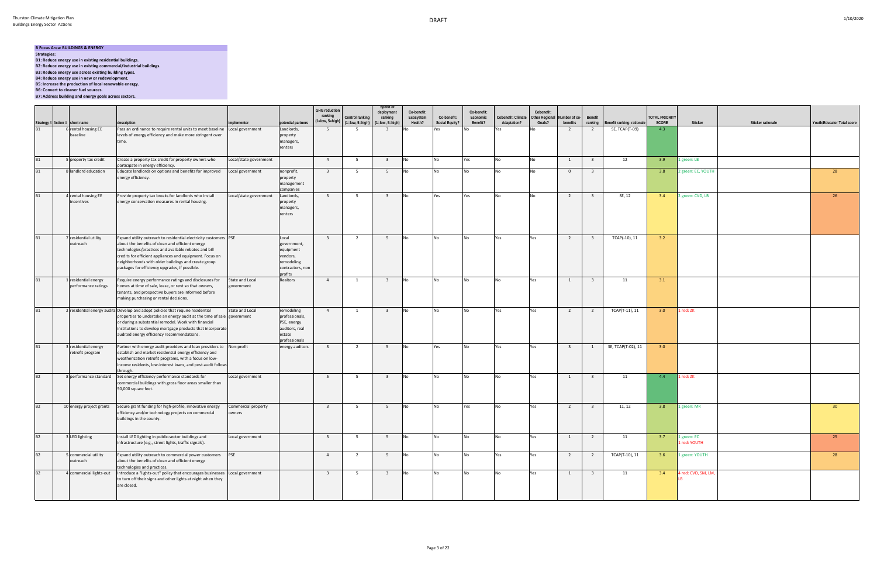**B Focus Area: BUILDINGS & ENERGY**

**Strategies:**

**B1: Reduce energy use in existing residential buildings.**
**B2: Reduce energy use in existing commercial/industrial buildings.**
**B3: Reduce energy use across existing building types.**
**B4: Reduce energy use in new or redevelopment.**
**B5: Increase the production of local renewable energy.**
**B6: Convert to cleaner fuel sources.**
**B7: Address building and energy goals across sectors.**

| Strategy # | Action # | short name | description | implementor | potential partners | GHG reduction ranking (1=low, 5=high) | Control ranking (1=low, 5=high) | Speed of deployment ranking (1=low, 5=high) | Co-benefit: Ecosystem Health? | Co-benefit: Social Equity? | Co-benefit: Economic Benefit? | Cobenefit: Climate Adaptation? | Cobenefit: Other Regional Goals? | Number of co-benefits | Benefit ranking | Benefit ranking: rationale | TOTAL PRIORITY SCORE | Sticker | Sticker rationale | Youth/Educator Total score |
|---|---|---|---|---|---|---|---|---|---|---|---|---|---|---|---|---|---|---|---|---|
| B1 | 6 | rental housing EE baseline | Pass an ordinance to require rental units to meet baseline levels of energy efficiency and make more stringent over time. | Local government | Landlords, property managers, renters | 5 | 5 | 3 | No | Yes | No | Yes | No | 2 | 2 | SE, TCAP(T-09) | 4.3 | | | |
| B1 | 5 | property tax credit | Create a property tax credit for property owners who participate in energy efficiency. | Local/state government | | 4 | 5 | 3 | No | No | Yes | No | No | 1 | 3 | 12 | 3.9 | 1 green: LB | | |
| B1 | 8 | landlord education | Educate landlords on options and benefits for improved energy efficiency. | Local government | nonprofit, property management companies | 3 | 5 | 5 | No | No | No | No | No | 0 | 3 | | 3.8 | 2 green: EC, YOUTH | | 28 |
| B1 | 4 | rental housing EE incentives | Provide property tax breaks for landlords who install energy conservation measures in rental housing. | Local/state government | Landlords, property managers, renters | 3 | 5 | 3 | No | Yes | Yes | No | No | 2 | 3 | SE, 12 | 3.4 | 2 green: CVD, LB | | 26 |
| B1 | 7 | residential utility outreach | Expand utility outreach to residential electricity customers about the benefits of clean and efficient energy technologies/practices and available rebates and bill credits for efficient appliances and equipment. Focus on neighborhoods with older buildings and create group packages for efficiency upgrades, if possible. | PSE | Local government, equipment vendors, remodeling contractors, non profits | 3 | 2 | 5 | No | No | No | Yes | Yes | 2 | 3 | TCAP(-10), 11 | 3.2 | | | |
| B1 | 1 | residential energy performance ratings | Require energy performance ratings and disclosures for homes at time of sale, lease, or rent so that owners, tenants, and prospective buyers are informed before making purchasing or rental decisions. | State and Local government | Realtors | 4 | 1 | 3 | No | No | No | No | Yes | 1 | 3 | 11 | 3.1 | | | |
| B1 | 2 | residential energy audits | Develop and adopt policies that require residential properties to undertake an energy audit at the time of sale or during a substantial remodel. Work with financial institutions to develop mortgage products that incorporate audited energy efficiency recommendations. | State and Local government | remodeling professionals, PSE, energy auditors, real estate professionals | 4 | 1 | 3 | No | No | No | Yes | Yes | 2 | 2 | TCAP(T-11), 11 | 3.0 | 1 red: ZK | | |
| B1 | 3 | residential energy retrofit program | Partner with energy audit providers and loan providers to establish and market residential energy efficiency and weatherization retrofit programs, with a focus on low-income residents, low-interest loans, and post audit follow-through. | Non-profit | energy auditors | 3 | 2 | 5 | No | Yes | No | Yes | Yes | 3 | 1 | SE, TCAP(T-02), 11 | 3.0 | | | |
| B2 | 8 | performance standard | Set energy efficiency performance standards for commercial buildings with gross floor areas smaller than 50,000 square feet. | Local government | | 5 | 5 | 3 | No | No | No | No | Yes | 1 | 3 | 11 | 4.4 | 1 red: ZK | | |
| B2 | 10 | energy project grants | Secure grant funding for high-profile, innovative energy efficiency and/or technology projects on commercial buildings in the county. | Commercial property owners | | 3 | 5 | 5 | No | No | Yes | No | Yes | 2 | 3 | 11, 12 | 3.8 | 1 green: MR | | 30 |
| B2 | 3 | LED lighting | Install LED lighting in public-sector buildings and infrastructure (e.g., street lights, traffic signals). | Local government | | 3 | 5 | 5 | No | No | No | No | Yes | 1 | 2 | 11 | 3.7 | 1 green: EC<br>1 red: YOUTH | | 25 |
| B2 | 5 | commercial utility outreach | Expand utility outreach to commercial power customers about the benefits of clean and efficient energy technologies and practices. | PSE | | 4 | 2 | 5 | No | No | No | Yes | Yes | 2 | 2 | TCAP(T-10), 11 | 3.6 | 1 green: YOUTH | | 28 |
| B2 | 4 | commercial lights-out | Introduce a "lights-out" policy that encourages businesses to turn off their signs and other lights at night when they are closed. | Local government | | 3 | 5 | 3 | No | No | No | No | Yes | 1 | 3 | 11 | 3.4 | 4 red: CVD, SM, LM, LB | | |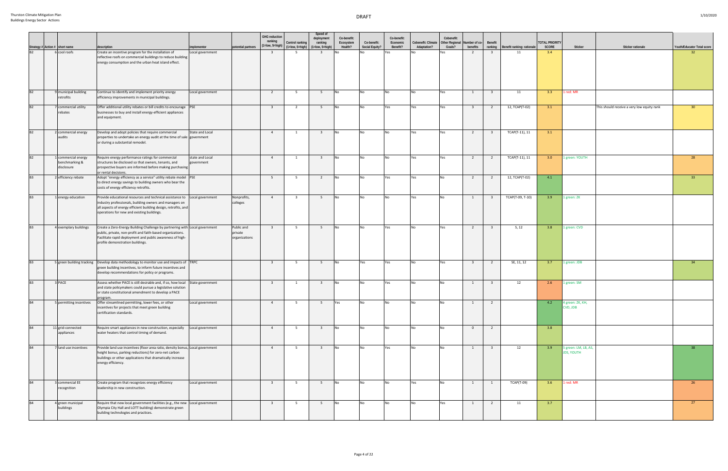Thurston Climate Mitigation Plan
Buildings Energy Sector Actions

DRAFT

1/10/2020

| Strategy # | Action # | short name | description | implementor | potential partners | GHG reduction ranking (1=low, 5=high) | Control ranking (1=low, 5=high) | Speed of deployment ranking (1=low, 5=high) | Co-benefit: Ecosystem Health? | Co-benefit: Social Equity? | Co-benefit: Economic Benefit? | Cobenefit: Climate Adaptation? | Cobenefit: Other Regional Goals? | Number of co-benefits | Benefit ranking | Benefit ranking: rationale | TOTAL PRIORITY SCORE | Sticker | Sticker rationale | Youth/Educator Total score |
|---|---|---|---|---|---|---|---|---|---|---|---|---|---|---|---|---|---|---|---|---|
| B2 | 6 | cool roofs | Create an incentive program for the installation of reflective roofs on commercial buildings to reduce building energy consumption and the urban heat island effect. | Local government | | 3 | 5 | 3 | No | No | Yes | No | Yes | 2 | 3 | 11 | 3.4 | | | 32 |
| B2 | 9 | municipal building retrofits | Continue to identify and implement priority energy efficiency improvements in municipal buildings. | Local government | | 2 | 5 | 5 | No | No | No | No | Yes | 1 | 3 | 11 | 3.3 | 1 red: MR | | |
| B2 | 7 | commercial utility rebates | Offer additional utility rebates or bill credits to encourage businesses to buy and install energy-efficient appliances and equipment. | PSE | | 3 | 2 | 5 | No | No | Yes | Yes | Yes | 3 | 2 | 12, TCAP(T-02) | 3.1 | | This should receive a very low equity rank | 30 |
| B2 | 2 | commercial energy audits | Develop and adopt policies that require commercial properties to undertake an energy audit at the time of sale or during a substantial remodel. | State and Local government | | 4 | 1 | 3 | No | No | No | Yes | Yes | 2 | 3 | TCAP(T-11), 11 | 3.1 | | | |
| B2 | 1 | commercial energy benchmarking & disclosure | Require energy performance ratings for commercial structures be disclosed so that owners, tenants, and prospective buyers are informed before making purchasing or rental decisions. | state and Local government | | 4 | 1 | 3 | No | No | No | Yes | Yes | 2 | 2 | TCAP(T-11), 11 | 3.0 | 1 green: YOUTH | | 28 |
| B3 | 2 | efficiency rebate | Adopt "energy efficiency as a service" utility rebate model to direct energy savings to building owners who bear the costs of energy efficiency retrofits. | PSE | | 5 | 5 | 2 | No | No | Yes | Yes | No | 2 | 2 | 12, TCAP(T-02) | 4.1 | | | 33 |
| B3 | 1 | energy education | Provide educational resources and technical assistance to industry professionals, building owners and managers on all aspects of energy efficient building design, retrofits, and operations for new and existing buildings. | Local government | Nonprofits, colleges | 4 | 3 | 5 | No | No | No | Yes | No | 1 | 3 | TCAP(T-09, T-10) | 3.9 | 1 green: ZK | | |
| B3 | 4 | exemplary buildings | Create a Zero-Energy Building Challenge by partnering with public, private, non-profit and faith-based organizations. Facilitate rapid deployment and public awareness of high-profile demonstration buildings. | Local government | Public and private organizations | 3 | 5 | 5 | No | No | Yes | No | Yes | 2 | 3 | 5, 12 | 3.8 | 1 green: CVD | | |
| B3 | 5 | green building tracking | Develop data methodology to monitor use and impacts of green building incentives, to inform future incentives and develop recommendations for policy or programs. | TRPC | | 3 | 5 | 5 | No | Yes | Yes | No | Yes | 3 | 2 | SE, 11, 12 | 3.7 | 1 green: JDB | | 34 |
| B3 | 3 | PACE | Assess whether PACE is still desirable and, if so, how local and state policymakers could pursue a legislative solution or state constitutional amendment to develop a PACE program. | State government | | 3 | 1 | 3 | No | No | Yes | No | No | 1 | 3 | 12 | 2.6 | 1 green: SM | | |
| B4 | 5 | permitting incentives | Offer streamlined permitting, lower fees, or other incentives for projects that meet green building certification standards. | Local government | | 4 | 5 | 5 | Yes | No | No | No | No | 1 | 2 | | 4.2 | 4 green: ZK, KH, CVD, JDB | | |
| B4 | 11 | grid-connected appliances | Require smart appliances in new construction, especially water heaters that control timing of demand. | Local government | | 4 | 5 | 3 | No | No | No | No | No | 0 | 2 | | 3.8 | | | |
| B4 | 7 | land use incentives | Provide land use incentives (floor area ratio, density bonus, height bonus, parking reductions) for zero-net carbon buildings or other applications that dramatically increase energy efficiency. | Local government | | 4 | 5 | 3 | No | No | Yes | No | No | 1 | 3 | 12 | 3.9 | 5 green: LM, LB, AS, JDS, YOUTH | | 38 |
| B4 | 3 | commercial EE recognition | Create program that recognizes energy efficiency leadership in new construction. | Local government | | 3 | 5 | 5 | No | No | No | Yes | No | 1 | 1 | TCAP(T-09) | 3.6 | 1 red: MR | | 26 |
| B4 | 4 | green municipal buildings | Require that new local government facilities (e.g., the new Olympia City Hall and LOTT building) demonstrate green building technologies and practices. | Local government | | 3 | 5 | 5 | No | No | No | No | Yes | 1 | 2 | 11 | 3.7 | | | 27 |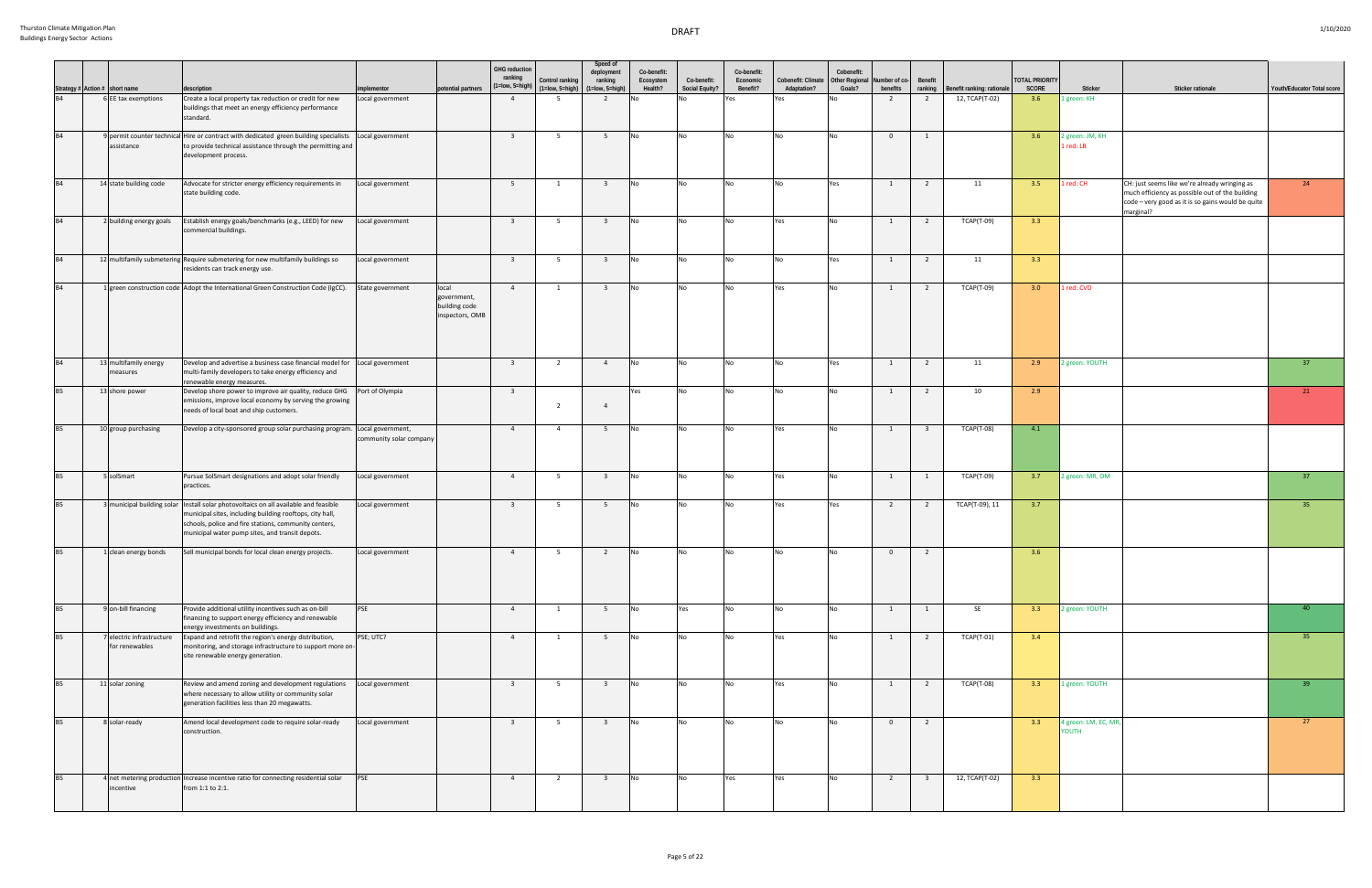| Strategy # | Action # | short name | description | implementor | potential partners | GHG reduction ranking (1=low, 5=high) | Control ranking (1=low, 5=high) | Speed of deployment ranking (1=low, 5=high) | Co-benefit: Ecosystem Health? | Co-benefit: Social Equity? | Co-benefit: Economic Benefit? | Cobenefit: Climate Adaptation? | Cobenefit: Other Regional Goals? | Number of co-benefits | Benefit ranking | Benefit ranking: rationale | TOTAL PRIORITY SCORE | Sticker | Sticker rationale | Youth/Educator Total score |
|---|---|---|---|---|---|---|---|---|---|---|---|---|---|---|---|---|---|---|---|---|
| B4 | 6 | EE tax exemptions | Create a local property tax reduction or credit for new buildings that meet an energy efficiency performance standard. | Local government | | 4 | 5 | 2 | No | No | Yes | Yes | No | 2 | 2 | 12, TCAP(T-02) | 3.6 | 1 green: KH | | |
| B4 | 9 | permit counter technical assistance | Hire or contract with dedicated green building specialists to provide technical assistance through the permitting and development process. | Local government | | 3 | 5 | 5 | No | No | No | No | No | 0 | 1 | | 3.6 | 2 green: JM, KH 1 red: LB | | |
| B4 | 14 | state building code | Advocate for stricter energy efficiency requirements in state building code. | Local government | | 5 | 1 | 3 | No | No | No | No | Yes | 1 | 2 | 11 | 3.5 | 1 red: CH | CH: just seems like we're already wringing as much efficiency as possible out of the building code – very good as it is so gains would be quite marginal? | 24 |
| B4 | 2 | building energy goals | Establish energy goals/benchmarks (e.g., LEED) for new commercial buildings. | Local government | | 3 | 5 | 3 | No | No | No | Yes | No | 1 | 2 | TCAP(T-09) | 3.3 | | | |
| B4 | 12 | multifamily submetering | Require submetering for new multifamily buildings so residents can track energy use. | Local government | | 3 | 5 | 3 | No | No | No | No | Yes | 1 | 2 | 11 | 3.3 | | | |
| B4 | 1 | green construction code | Adopt the International Green Construction Code (IgCC). | State government | local government, building code inspectors, OMB | 4 | 1 | 3 | No | No | No | Yes | No | 1 | 2 | TCAP(T-09) | 3.0 | 1 red: CVD | | |
| B4 | 13 | multifamily energy measures | Develop and advertise a business case financial model for multi-family developers to take energy efficiency and renewable energy measures. | Local government | | 3 | 2 | 4 | No | No | No | No | Yes | 1 | 2 | 11 | 2.9 | 2 green: YOUTH | | 37 |
| B5 | 13 | shore power | Develop shore power to improve air quality, reduce GHG emissions, improve local economy by serving the growing needs of local boat and ship customers. | Port of Olympia | | 3 | 2 | 4 | Yes | No | No | No | No | 1 | 2 | 10 | 2.9 | | | 21 |
| B5 | 10 | group purchasing | Develop a city-sponsored group solar purchasing program. | Local government, community solar company | | 4 | 4 | 5 | No | No | No | Yes | No | 1 | 3 | TCAP(T-08) | 4.1 | | | |
| B5 | 5 | solSmart | Pursue SolSmart designations and adopt solar friendly practices. | Local government | | 4 | 5 | 3 | No | No | No | Yes | No | 1 | 1 | TCAP(T-09) | 3.7 | 2 green: MR, OM | | 37 |
| B5 | 3 | municipal building solar | Install solar photovoltaics on all available and feasible municipal sites, including building rooftops, city hall, schools, police and fire stations, community centers, municipal water pump sites, and transit depots. | Local government | | 3 | 5 | 5 | No | No | No | Yes | Yes | 2 | 2 | TCAP(T-09), 11 | 3.7 | | | 35 |
| B5 | 1 | clean energy bonds | Sell municipal bonds for local clean energy projects. | Local government | | 4 | 5 | 2 | No | No | No | No | No | 0 | 2 | | 3.6 | | | |
| B5 | 9 | on-bill financing | Provide additional utility incentives such as on-bill financing to support energy efficiency and renewable energy investments on buildings. | PSE | | 4 | 1 | 5 | No | Yes | No | No | No | 1 | 1 | SE | 3.3 | 2 green: YOUTH | | 40 |
| B5 | 7 | electric infrastructure for renewables | Expand and retrofit the region's energy distribution, monitoring, and storage infrastructure to support more on-site renewable energy generation. | PSE; UTC? | | 4 | 1 | 5 | No | No | No | Yes | No | 1 | 2 | TCAP(T-01) | 3.4 | | | 35 |
| B5 | 11 | solar zoning | Review and amend zoning and development regulations where necessary to allow utility or community solar generation facilities less than 20 megawatts. | Local government | | 3 | 5 | 3 | No | No | No | Yes | No | 1 | 2 | TCAP(T-08) | 3.3 | 1 green: YOUTH | | 39 |
| B5 | 8 | solar-ready | Amend local development code to require solar-ready construction. | Local government | | 3 | 5 | 3 | No | No | No | No | No | 0 | 2 | | 3.3 | 4 green: LM, EC, MR, YOUTH | | 27 |
| B5 | 4 | net metering production incentive | Increase incentive ratio for connecting residential solar from 1:1 to 2:1. | PSE | | 4 | 2 | 3 | No | No | Yes | Yes | No | 2 | 3 | 12, TCAP(T-02) | 3.3 | | | |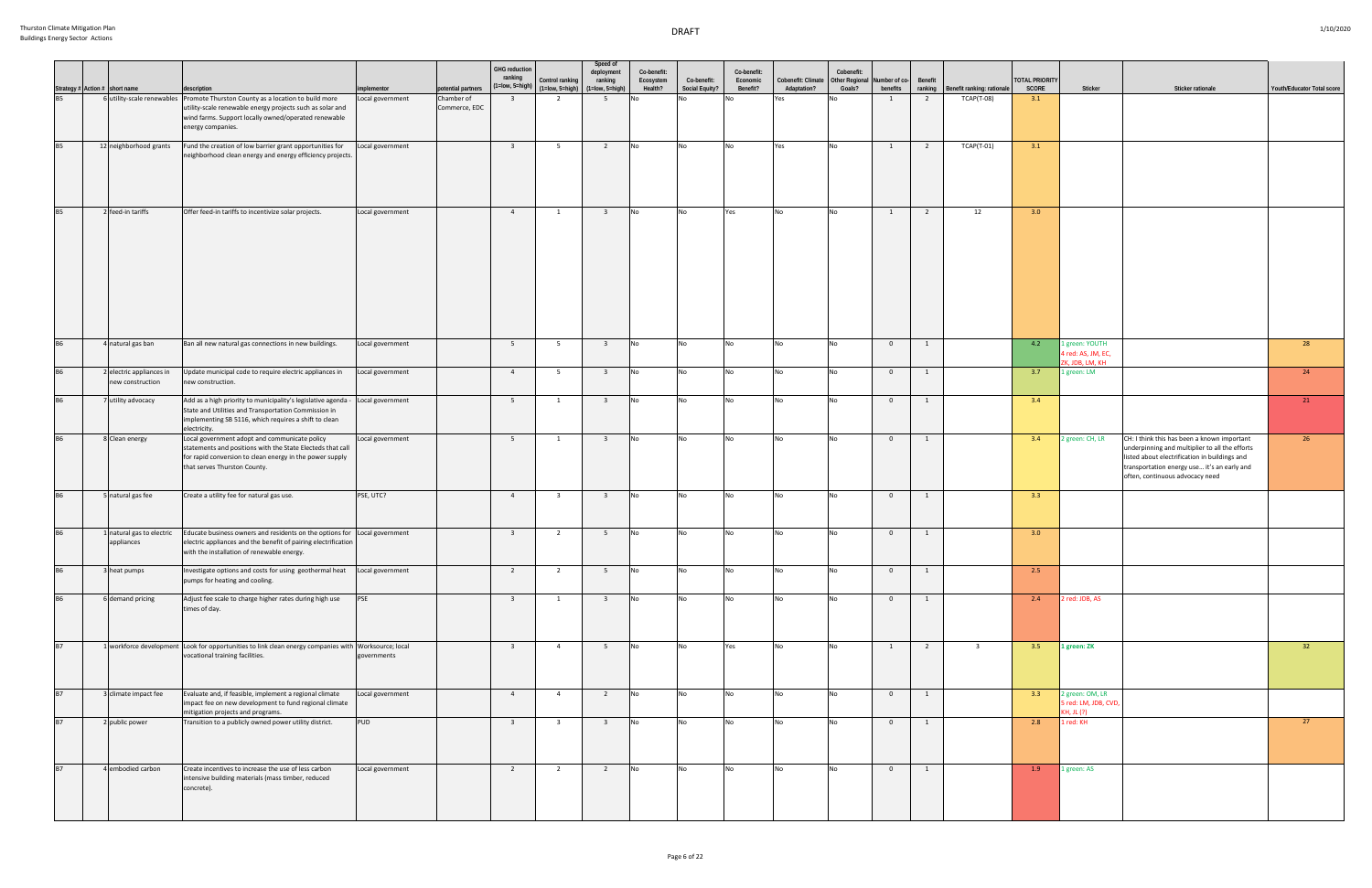Thurston Climate Mitigation Plan
Buildings Energy Sector Actions

DRAFT

| Strategy # | Action # | short name | description | implementor | potential partners | GHG reduction ranking (1=low, 5=high) | Control ranking (1=low, 5=high) | Speed of deployment ranking (1=low, 5=high) | Co-benefit: Ecosystem Health? | Co-benefit: Social Equity? | Co-benefit: Economic Benefit? | Cobenefit: Climate Adaptation? | Cobenefit: Other Regional Goals? | Number of co-benefits | Benefit ranking | Benefit ranking: rationale | TOTAL PRIORITY SCORE | Sticker | Sticker rationale | Youth/Educator Total score |
|---|---|---|---|---|---|---|---|---|---|---|---|---|---|---|---|---|---|---|---|---|
| B5 | 6 | utility-scale renewables | Promote Thurston County as a location to build more utility-scale renewable energy projects such as solar and wind farms. Support locally owned/operated renewable energy companies. | Local government | Chamber of Commerce, EDC | 3 | 2 | 5 | No | No | No | Yes | No | 1 | 2 | TCAP(T-08) | 3.1 | | | |
| B5 | 12 | neighborhood grants | Fund the creation of low barrier grant opportunities for neighborhood clean energy and energy efficiency projects. | Local government | | 3 | 5 | 2 | No | No | No | Yes | No | 1 | 2 | TCAP(T-01) | 3.1 | | | |
| B5 | 2 | feed-in tariffs | Offer feed-in tariffs to incentivize solar projects. | Local government | | 4 | 1 | 3 | No | No | Yes | No | No | 1 | 2 | 12 | 3.0 | | | |
| B6 | 4 | natural gas ban | Ban all new natural gas connections in new buildings. | Local government | | 5 | 5 | 3 | No | No | No | No | No | 0 | 1 | | 4.2 | 1 green: YOUTH 4 red: AS, JM, EC, ZK, JDB, LM, KH | | 28 |
| B6 | 2 | electric appliances in new construction | Update municipal code to require electric appliances in new construction. | Local government | | 4 | 5 | 3 | No | No | No | No | No | 0 | 1 | | 3.7 | 1 green: LM | | 24 |
| B6 | 7 | utility advocacy | Add as a high priority to municipality's legislative agenda - State and Utilities and Transportation Commission in implementing SB 5116, which requires a shift to clean electricity. | Local government | | 5 | 1 | 3 | No | No | No | No | No | 0 | 1 | | 3.4 | | | 21 |
| B6 | 8 | Clean energy | Local government adopt and communicate policy statements and positions with the State Electeds that call for rapid conversion to clean energy in the power supply that serves Thurston County. | Local government | | 5 | 1 | 3 | No | No | No | No | No | 0 | 1 | | 3.4 | 2 green: CH, LR | CH: I think this has been a known important underpinning and multiplier to all the efforts listed about electrification in buildings and transportation energy use... it's an early and often, continuous advocacy need | 26 |
| B6 | 5 | natural gas fee | Create a utility fee for natural gas use. | PSE, UTC? | | 4 | 3 | 3 | No | No | No | No | No | 0 | 1 | | 3.3 | | | |
| B6 | 1 | natural gas to electric appliances | Educate business owners and residents on the options for electric appliances and the benefit of pairing electrification with the installation of renewable energy. | Local government | | 3 | 2 | 5 | No | No | No | No | No | 0 | 1 | | 3.0 | | | |
| B6 | 3 | heat pumps | Investigate options and costs for using geothermal heat pumps for heating and cooling. | Local government | | 2 | 2 | 5 | No | No | No | No | No | 0 | 1 | | 2.5 | | | |
| B6 | 6 | demand pricing | Adjust fee scale to charge higher rates during high use times of day. | PSE | | 3 | 1 | 3 | No | No | No | No | No | 0 | 1 | | 2.4 | 2 red: JDB, AS | | |
| B7 | 1 | workforce development | Look for opportunities to link clean energy companies with vocational training facilities. | Worksource; local governments | | 3 | 4 | 5 | No | No | Yes | No | No | 1 | 2 | 3 | 3.5 | 1 green: ZK | | 32 |
| B7 | 3 | climate impact fee | Evaluate and, if feasible, implement a regional climate impact fee on new development to fund regional climate mitigation projects and programs. | Local government | | 4 | 4 | 2 | No | No | No | No | No | 0 | 1 | | 3.3 | 2 green: OM, LR 5 red: LM, JDB, CVD, KH, JL (?) | | |
| B7 | 2 | public power | Transition to a publicly owned power utility district. | PUD | | 3 | 3 | 3 | No | No | No | No | No | 0 | 1 | | 2.8 | 1 red: KH | | 27 |
| B7 | 4 | embodied carbon | Create incentives to increase the use of less carbon intensive building materials (mass timber, reduced concrete). | Local government | | 2 | 2 | 2 | No | No | No | No | No | 0 | 1 | | 1.9 | 1 green: AS | | |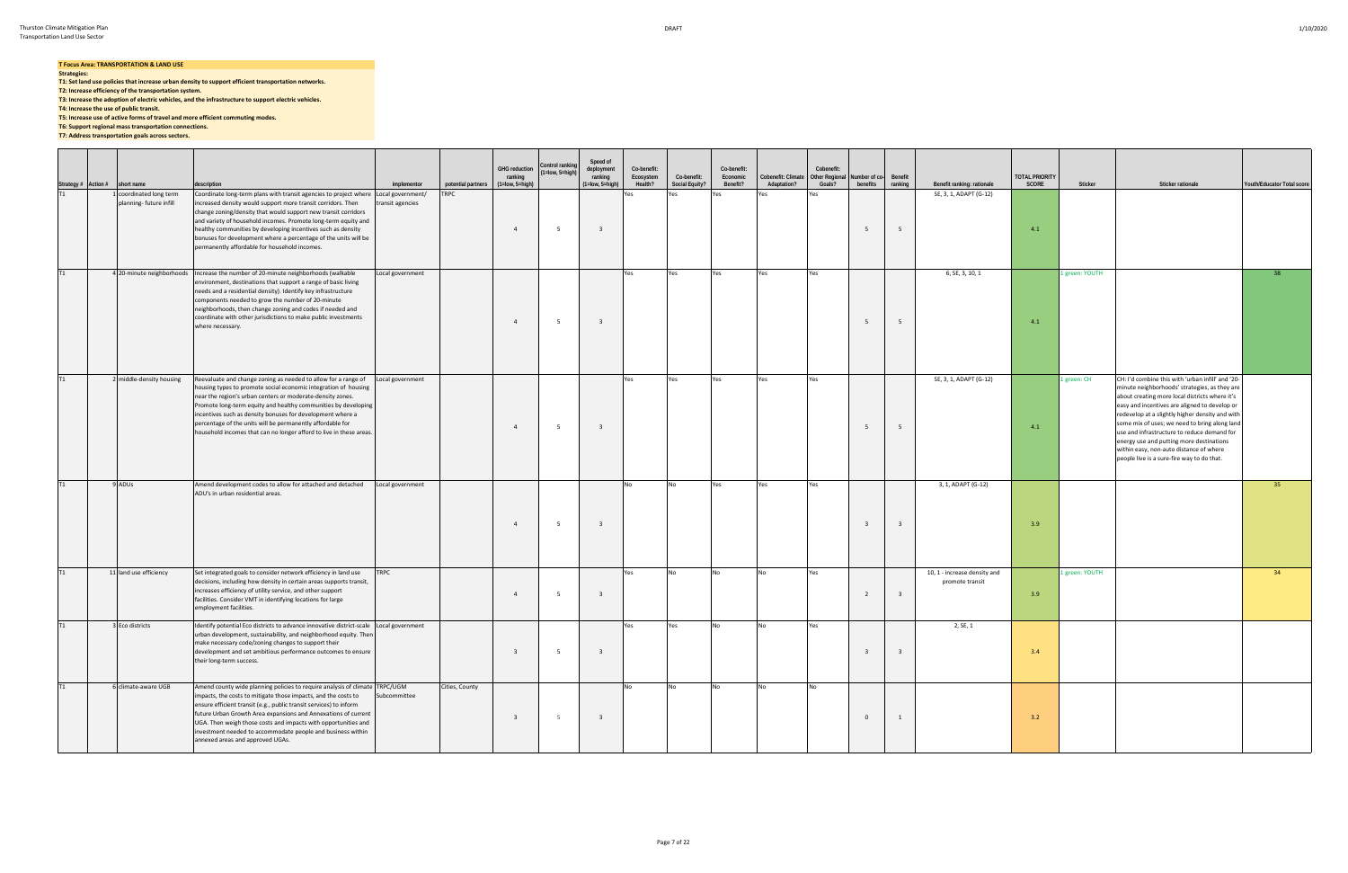**T Focus Area: TRANSPORTATION & LAND USE**

**Strategies:**

**T1: Set land use policies that increase urban density to support efficient transportation networks.**
**T2: Increase efficiency of the transportation system.**
**T3: Increase the adoption of electric vehicles, and the infrastructure to support electric vehicles.**
**T4: Increase the use of public transit.**
**T5: Increase use of active forms of travel and more efficient commuting modes.**
**T6: Support regional mass transportation connections.**
**T7: Address transportation goals across sectors.**

| Strategy # | Action # | short name | description | implementor | potential partners | GHG reduction ranking (1=low, 5=high) | Control ranking (1=low, 5=high) | Speed of deployment ranking (1=low, 5=high) | Co-benefit: Ecosystem Health? | Co-benefit: Social Equity? | Co-benefit: Economic Benefit? | Cobenefit: Climate Adaptation? | Cobenefit: Other Regional Goals? | Number of co-benefits | Benefit ranking | Benefit ranking: rationale | TOTAL PRIORITY SCORE | Sticker | Sticker rationale | Youth/Educator Total score |
|---|---|---|---|---|---|---|---|---|---|---|---|---|---|---|---|---|---|---|---|---|
| T1 | 1 | coordinated long term planning- future infill | Coordinate long-term plans with transit agencies to project where increased density would support more transit corridors. Then change zoning/density that would support new transit corridors and variety of household incomes. Promote long-term equity and healthy communities by developing incentives such as density bonuses for development where a percentage of the units will be permanently affordable for household incomes. | Local government/ transit agencies | TRPC | 4 | 5 | 3 | Yes | Yes | Yes | Yes | Yes | 5 | 5 | SE, 3, 1, ADAPT (G-12) | 4.1 | | | |
| T1 | 4 | 20-minute neighborhoods | Increase the number of 20-minute neighborhoods (walkable environment, destinations that support a range of basic living needs and a residential density). Identify key infrastructure components needed to grow the number of 20-minute neighborhoods, then change zoning and codes if needed and coordinate with other jurisdictions to make public investments where necessary. | Local government | | 4 | 5 | 3 | Yes | Yes | Yes | Yes | Yes | 5 | 5 | 6, SE, 3, 10, 1 | 4.1 | 1 green: YOUTH | | 38 |
| T1 | 2 | middle-density housing | Reevaluate and change zoning as needed to allow for a range of housing types to promote social economic integration of housing near the region's urban centers or moderate-density zones. Promote long-term equity and healthy communities by developing incentives such as density bonuses for development where a percentage of the units will be permanently affordable for household incomes that can no longer afford to live in these areas. | Local government | | 4 | 5 | 3 | Yes | Yes | Yes | Yes | Yes | 5 | 5 | SE, 3, 1, ADAPT (G-12) | 4.1 | 1 green: CH | CH: I'd combine this with 'urban infill' and '20-minute neighborhoods' strategies, as they are about creating more local districts where it's easy and incentives are aligned to develop or redevelop at a slightly higher density and with some mix of uses; we need to bring along land use and infrastructure to reduce demand for energy use and putting more destinations within easy, non-auto distance of where people live is a sure-fire way to do that. | |
| T1 | 9 | ADUs | Amend development codes to allow for attached and detached ADU's in urban residential areas. | Local government | | 4 | 5 | 3 | No | No | Yes | Yes | Yes | 3 | 3 | 3, 1, ADAPT (G-12) | 3.9 | | | 35 |
| T1 | 11 | land use efficiency | Set integrated goals to consider network efficiency in land use decisions, including how density in certain areas supports transit, increases efficiency of utility service, and other support facilities. Consider VMT in identifying locations for large employment facilities. | TRPC | | 4 | 5 | 3 | Yes | No | No | No | Yes | 2 | 3 | 10, 1 - increase density and promote transit | 3.9 | 1 green: YOUTH | | 34 |
| T1 | 3 | Eco districts | Identify potential Eco districts to advance innovative district-scale urban development, sustainability, and neighborhood equity. Then make necessary code/zoning changes to support their development and set ambitious performance outcomes to ensure their long-term success. | Local government | | 3 | 5 | 3 | Yes | Yes | No | No | Yes | 3 | 3 | 2, SE, 1 | 3.4 | | | |
| T1 | 6 | climate-aware UGB | Amend county wide planning policies to require analysis of climate impacts, the costs to mitigate those impacts, and the costs to ensure efficient transit (e.g., public transit services) to inform future Urban Growth Area expansions and Annexations of current UGA. Then weigh those costs and impacts with opportunities and investment needed to accommodate people and business within annexed areas and approved UGAs. | TRPC/UGM Subcommittee | Cities, County | 3 | 5 | 3 | No | No | No | No | No | 0 | 1 | | 3.2 | | | |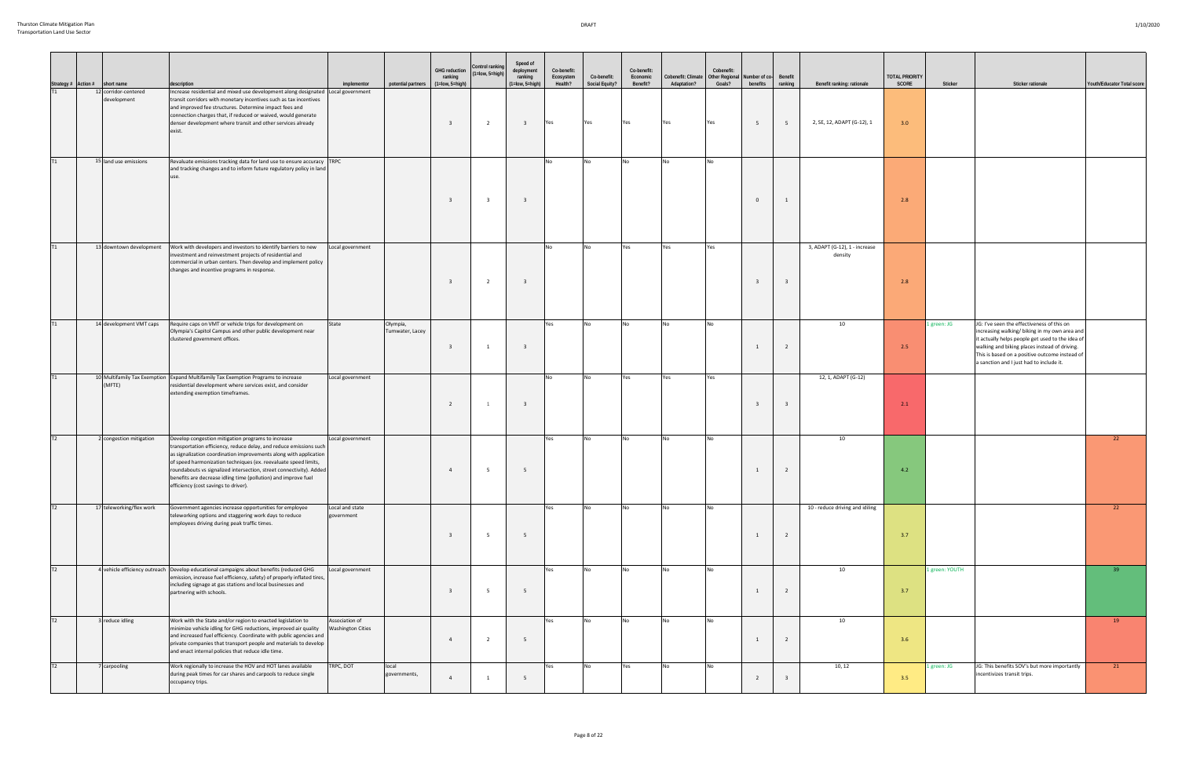| Strategy # | Action # | short name | description | implementor | potential partners | GHG reduction ranking (1=low, 5=high) | Control ranking (1=low, 5=high) | Speed of deployment ranking (1=low, 5=high) | Co-benefit: Ecosystem Health? | Co-benefit: Social Equity? | Co-benefit: Economic Benefit? | Cobenefit: Climate Adaptation? | Cobenefit: Other Regional Goals? | Number of co-benefits | Benefit ranking | Benefit ranking: rationale | TOTAL PRIORITY SCORE | Sticker | Sticker rationale | Youth/Educator Total score |
|---|---|---|---|---|---|---|---|---|---|---|---|---|---|---|---|---|---|---|---|---|
| T1 | 12 | corridor-centered development | Increase residential and mixed use development along designated transit corridors with monetary incentives such as tax incentives and improved fee structures. Determine impact fees and connection charges that, if reduced or waived, would generate denser development where transit and other services already exist. | Local government | | 3 | 2 | 3 | Yes | Yes | Yes | Yes | Yes | 5 | 5 | 2, SE, 12, ADAPT (G-12), 1 | 3.0 | | | |
| T1 | 15 | land use emissions | Revaluate emissions tracking data for land use to ensure accuracy and tracking changes and to inform future regulatory policy in land use. | TRPC | | 3 | 3 | 3 | No | No | No | No | No | 0 | 1 | | 2.8 | | | |
| T1 | 13 | downtown development | Work with developers and investors to identify barriers to new investment and reinvestment projects of residential and commercial in urban centers. Then develop and implement policy changes and incentive programs in response. | Local government | | 3 | 2 | 3 | No | No | Yes | Yes | Yes | 3 | 3 | 3, ADAPT (G-12), 1 - increase density | 2.8 | | | |
| T1 | 14 | development VMT caps | Require caps on VMT or vehicle trips for development on Olympia's Capitol Campus and other public development near clustered government offices. | State | Olympia, Tumwater, Lacey | 3 | 1 | 3 | Yes | No | No | No | No | 1 | 2 | 10 | 2.5 | 1 green: JG | JG: I've seen the effectiveness of this on increasing walking/ biking in my own area and it actually helps people get used to the idea of walking and biking places instead of driving. This is based on a positive outcome instead of a sanction and I just had to include it. | |
| T1 | 10 | Multifamily Tax Exemption (MFTE) | Expand Multifamily Tax Exemption Programs to increase residential development where services exist, and consider extending exemption timeframes. | Local government | | 2 | 1 | 3 | No | No | Yes | Yes | Yes | 3 | 3 | 12, 1, ADAPT (G-12) | 2.1 | | | |
| T2 | 2 | congestion mitigation | Develop congestion mitigation programs to increase transportation efficiency, reduce delay, and reduce emissions such as signalization coordination improvements along with application of speed harmonization techniques (ex. reevaluate speed limits, roundabouts vs signalized intersection, street connectivity). Added benefits are decrease idling time (pollution) and improve fuel efficiency (cost savings to driver). | Local government | | 4 | 5 | 5 | Yes | No | No | No | No | 1 | 2 | 10 | 4.2 | | | 22 |
| T2 | 17 | teleworking/flex work | Government agencies increase opportunities for employee teleworking options and staggering work days to reduce employees driving during peak traffic times. | Local and state government | | 3 | 5 | 5 | Yes | No | No | No | No | 1 | 2 | 10 - reduce driving and idling | 3.7 | | | 22 |
| T2 | 4 | vehicle efficiency outreach | Develop educational campaigns about benefits (reduced GHG emission, increase fuel efficiency, safety) of properly inflated tires, including signage at gas stations and local businesses and partnering with schools. | Local government | | 3 | 5 | 5 | Yes | No | No | No | No | 1 | 2 | 10 | 3.7 | 1 green: YOUTH | | 39 |
| T2 | 3 | reduce idling | Work with the State and/or region to enacted legislation to minimize vehicle idling for GHG reductions, improved air quality and increased fuel efficiency. Coordinate with public agencies and private companies that transport people and materials to develop and enact internal policies that reduce idle time. | Association of Washington Cities | | 4 | 2 | 5 | Yes | No | No | No | No | 1 | 2 | 10 | 3.6 | | | 19 |
| T2 | 7 | carpooling | Work regionally to increase the HOV and HOT lanes available during peak times for car shares and carpools to reduce single occupancy trips. | TRPC, DOT | local governments, | 4 | 1 | 5 | Yes | No | Yes | No | No | 2 | 3 | 10, 12 | 3.5 | 1 green: JG | JG: This benefits SOV's but more importantly incentivizes transit trips. | 21 |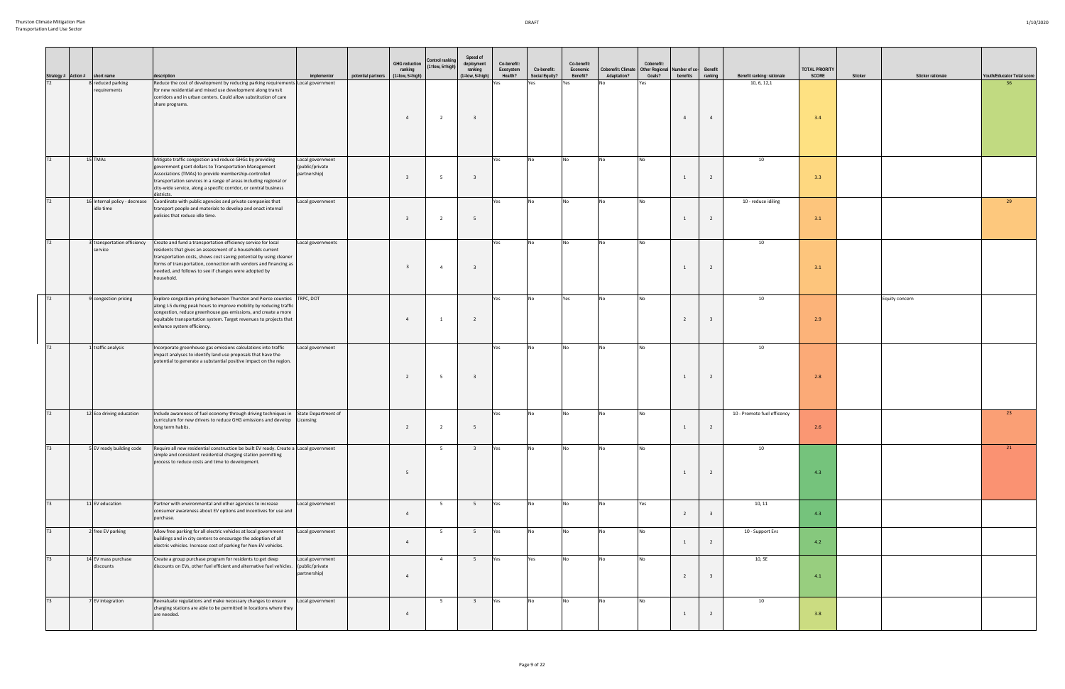| Strategy # | Action # | short name | description | implementor | potential partners | GHG reduction ranking (1=low, 5=high) | Control ranking (1=low, 5=high) | Speed of deployment ranking (1=low, 5=high) | Co-benefit: Ecosystem Health? | Co-benefit: Social Equity? | Co-benefit: Economic Benefit? | Cobenefit: Climate Adaptation? | Cobenefit: Other Regional Goals? | Number of co-benefits | Benefit ranking | Benefit ranking: rationale | TOTAL PRIORITY SCORE | Sticker | Sticker rationale | Youth/Educator Total score |
|---|---|---|---|---|---|---|---|---|---|---|---|---|---|---|---|---|---|---|---|---|
| T2 | 8 | reduced parking requirements | Reduce the cost of development by reducing parking requirements for new residential and mixed use development along transit corridors and in urban centers. Could allow substitution of care share programs. | Local government | | 4 | 2 | 3 | Yes | Yes | Yes | No | Yes | 4 | 4 | 10, 6, 12,1 | 3.4 | | | 36 |
| T2 | 15 | TMAs | Mitigate traffic congestion and reduce GHGs by providing government grant dollars to Transportation Management Associations (TMAs) to provide membership-controlled transportation services in a range of areas including regional or city-wide service, along a specific corridor, or central business districts. | Local government (public/private partnership) | | 3 | 5 | 3 | Yes | No | No | No | No | 1 | 2 | 10 | 3.3 | | | |
| T2 | 16 | Internal policy - decrease idle time | Coordinate with public agencies and private companies that transport people and materials to develop and enact internal policies that reduce idle time. | Local government | | 3 | 2 | 5 | Yes | No | No | No | No | 1 | 2 | 10 - reduce idiling | 3.1 | | | 29 |
| T2 | 3 | transportation efficiency service | Create and fund a transportation efficiency service for local residents that gives an assessment of a households current transportation costs, shows cost saving potential by using cleaner forms of transportation, connection with vendors and financing as needed, and follows to see if changes were adopted by household. | Local governments | | 3 | 4 | 3 | Yes | No | No | No | No | 1 | 2 | 10 | 3.1 | | | |
| T2 | 9 | congestion pricing | Explore congestion pricing between Thurston and Pierce counties along I-5 during peak hours to improve mobility by reducing traffic congestion, reduce greenhouse gas emissions, and create a more equitable transportation system. Target revenues to projects that enhance system efficiency. | TRPC, DOT | | 4 | 1 | 2 | Yes | No | Yes | No | No | 2 | 3 | 10 | 2.9 | | Equity concern | |
| T2 | 1 | traffic analysis | Incorporate greenhouse gas emissions calculations into traffic impact analyses to identify land use proposals that have the potential to generate a substantial positive impact on the region. | Local government | | 2 | 5 | 3 | Yes | No | No | No | No | 1 | 2 | 10 | 2.8 | | | |
| T2 | 12 | Eco driving education | Include awareness of fuel economy through driving techniques in curriculum for new drivers to reduce GHG emissions and develop long term habits. | State Department of Licensing | | 2 | 2 | 5 | Yes | No | No | No | No | 1 | 2 | 10 - Promote fuel efficency | 2.6 | | | 23 |
| T3 | 5 | EV ready building code | Require all new residential construction be built EV ready. Create a simple and consistent residential charging station permitting process to reduce costs and time to development. | Local government | | 5 | 5 | 3 | Yes | No | No | No | No | 1 | 2 | 10 | 4.3 | | | 21 |
| T3 | 11 | EV education | Partner with environmental and other agencies to increase consumer awareness about EV options and incentives for use and purchase. | Local government | | 4 | 5 | 5 | Yes | No | No | No | Yes | 2 | 3 | 10, 11 | 4.3 | | | |
| T3 | 2 | free EV parking | Allow free parking for all electric vehicles at local government buildings and in city centers to encourage the adoption of all electric vehicles. Increase cost of parking for Non-EV vehicles. | Local government | | 4 | 5 | 5 | Yes | No | No | No | No | 1 | 2 | 10 - Support Evs | 4.2 | | | |
| T3 | 14 | EV mass purchase discounts | Create a group purchase program for residents to get deep discounts on EVs, other fuel efficient and alternative fuel vehicles. | Local government (public/private partnership) | | 4 | 4 | 5 | Yes | Yes | No | No | No | 2 | 3 | 10, SE | 4.1 | | | |
| T3 | 7 | EV integration | Reevaluate regulations and make necessary changes to ensure charging stations are able to be permitted in locations where they are needed. | Local government | | 4 | 5 | 3 | Yes | No | No | No | No | 1 | 2 | 10 | 3.8 | | | |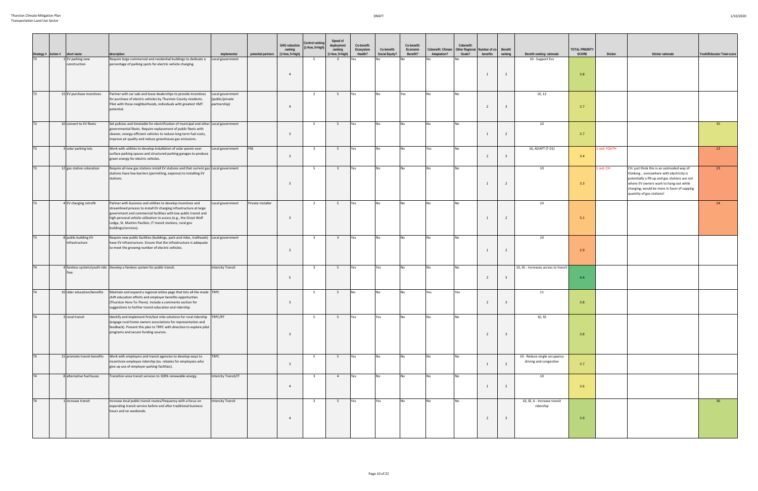| Strategy # | Action # | short name | description | implementor | potential partners | GHG reduction ranking (1=low, 5=high) | Control ranking (1=low, 5=high) | Speed of deployment ranking (1=low, 5=high) | Co-benefit: Ecosystem Health? | Co-benefit: Social Equity? | Co-benefit: Economic Benefit? | Cobenefit: Climate Adaptation? | Cobenefit: Other Regional Goals? | Number of co-benefits | Benefit ranking | Benefit ranking: rationale | TOTAL PRIORITY SCORE | Sticker | Sticker rationale | Youth/Educator Total score |
|---|---|---|---|---|---|---|---|---|---|---|---|---|---|---|---|---|---|---|---|---|
| T3 | 1 | EV parking new construction | Require large commercial and residential buildings to dedicate a percentage of parking spots for electric vehicle charging. | Local government | | 4 | 5 | 3 | Yes | No | No | No | No | 1 | 2 | 10 - Support Evs | 3.8 | | | |
| T3 | 15 | EV purchase incentives | Partner with car sale and lease dealerships to provide incentives for purchase of electric vehicles by Thurston County residents. Pilot with those neighborhoods, individuals with greatest VMT potential. | Local government (public/private partnership) | | 4 | 2 | 5 | Yes | No | Yes | No | No | 2 | 3 | 10, 12 | 3.7 | | | |
| T3 | 10 | convert to EV fleets | Set policies and timetable for electrification of municipal and other governmental fleets. Require replacement of public fleets with cleaner, energy-efficient vehicles to reduce long term fuel costs, improve air quality and reduce greenhouse gas emissions. | Local government | | 3 | 5 | 5 | Yes | No | No | No | No | 1 | 2 | 10 | 3.7 | | | 35 |
| T3 | 3 | solar parking lots | Work with utilities to develop installation of solar panels over surface parking spaces and structured parking garages to produce green energy for electric vehicles. | Local government | PSE | 3 | 3 | 5 | Yes | No | No | Yes | No | 2 | 3 | 10, ADAPT (T-01) | 3.4 | 1 red: YOUTH | | 23 |
| T3 | 12 | gas station colocation | Require all new gas stations install EV stations and that current gas stations have low barriers (permitting, expense) to installing EV stations. | Local government | | 3 | 5 | 3 | Yes | No | No | No | No | 1 | 2 | 10 | 3.3 | 1 red: CH | CH: just think this is an outmoded way of thinking... everywhere with electricity is potentially a fill-up and gas stations are not where EV owners want to hang-out while charging; would be more in favor of capping quantity of gas stations! | 23 |
| T3 | 4 | EV charging retrofit | Partner with business and utilities to develop incentives and streamlined process to install EV charging infrastructure at large government and commercial facilities with low public transit and high personal vehicle utilization to access (e.g., the Great Wolf Lodge, St. Martins Pavilion, IT transit stations, rural gov buildings/services). | Local government | Private installer | 3 | 2 | 5 | Yes | No | No | No | No | 1 | 2 | 10 | 3.1 | | | 24 |
| T3 | 8 | public building EV infrastructure | Require new public facilities (buildings, park-and-rides, trailheads) have EV infrastructure. Ensure that the infrastructure is adequate to meet the growing number of electric vehicles. | Local government | | 3 | 3 | 3 | Yes | No | No | No | No | 1 | 2 | 10 | 2.9 | | | |
| T4 | 4 | fareless system/youth ride free | Develop a fareless system for public transit. | Intercity Transit | | 5 | 3 | 5 | Yes | Yes | No | No | No | 2 | 3 | 10, SE - Increases access to transit | 4.4 | | | |
| T4 | 10 | rider education/benefits | Maintain and expand a regional online page that lists all the mode shift education efforts and employer benefits opportunities (Thurston Here-To-There). Include a comments section for suggestions to further transit education and ridership. | TRPC | | 3 | 5 | 5 | No | No | No | Yes | Yes | 2 | 3 | 11 | 3.8 | | | |
| T4 | 3 | rural transit | Identify and implement first/last mile solutions for rural ridership (engage rural home owners associations for representation and feedback). Present this plan to TRPC with direction to explore pilot programs and secure funding sources. | TRPC/RT | | 3 | 5 | 5 | Yes | Yes | No | No | No | 2 | 3 | 10, SE | 3.8 | | | |
| T4 | 15 | promote transit benefits | Work with employers and transit agencies to develop ways to incentivize employee ridership (ex. rebates for employees who give up use of employer parking facilities). | TRPC | | 3 | 5 | 5 | Yes | No | No | No | No | 1 | 2 | 10 - Reduce single occupancy driving and congestion | 3.7 | | | |
| T4 | 8 | alternative fuel buses | Transition area transit services to 100% renewable energy. | Intercity Transit/IT | | 4 | 3 | 4 | Yes | No | No | No | No | 1 | 2 | 10 | 3.6 | | | |
| T4 | 1 | increase transit | Increase local public transit routes/frequency with a focus on expanding transit service before and after traditional business hours and on weekends. | Intercity Transit | | 4 | 3 | 5 | Yes | Yes | No | No | No | 2 | 3 | 10, SE, 6 - Increase transit ridership | 3.9 | | | 36 |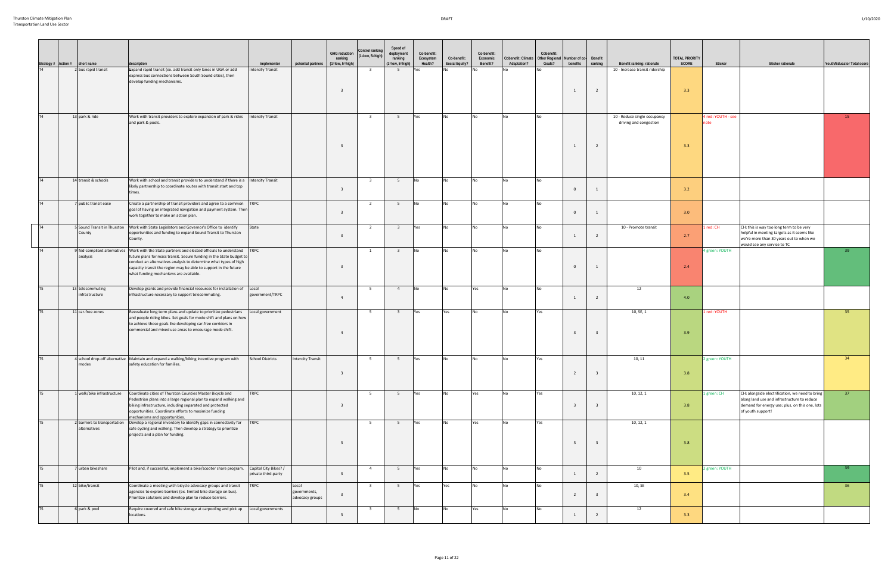| Strategy # | Action # | short name | description | implementor | potential partners | GHG reduction ranking (1=low, 5=high) | Control ranking (1=low, 5=high) | Speed of deployment ranking (1=low, 5=high) | Co-benefit: Ecosystem Health? | Co-benefit: Social Equity? | Co-benefit: Economic Benefit? | Cobenefit: Climate Adaptation? | Cobenefit: Other Regional Goals? | Number of co-benefits | Benefit ranking | Benefit ranking: rationale | TOTAL PRIORITY SCORE | Sticker | Sticker rationale | Youth/Educator Total score |
|---|---|---|---|---|---|---|---|---|---|---|---|---|---|---|---|---|---|---|---|---|
| T4 | 2 | bus rapid transit | Expand rapid transit (ex. add transit only lanes in UGA or add express bus connections between South Sound cities), then develop funding mechanisms. | Intercity Transit | | 3 | 3 | 5 | Yes | No | No | No | No | 1 | 2 | 10 - Increase transit ridership | 3.3 | | | |
| T4 | 13 | park & ride | Work with transit providers to explore expansion of park & rides and park & pools. | Intercity Transit | | 3 | 3 | 5 | Yes | No | No | No | No | 1 | 2 | 10 - Reduce single occupancy driving and congestion | 3.3 | 4 red: YOUTH - see note | | 15 |
| T4 | 14 | transit & schools | Work with school and transit providers to understand if there is a likely partnership to coordinate routes with transit start and top times. | Intercity Transit | | 3 | 3 | 5 | No | No | No | No | No | 0 | 1 | | 3.2 | | | |
| T4 | 7 | public transit ease | Create a partnership of transit providers and agree to a common goal of having an integrated navigation and payment system. Then work together to make an action plan. | TRPC | | 3 | 2 | 5 | No | No | No | No | No | 0 | 1 | | 3.0 | | | |
| T4 | 5 | Sound Transit in Thurston County | Work with State Legislators and Governor's Office to identify opportunities and funding to expand Sound Transit to Thurston County. | State | | 3 | 2 | 3 | Yes | No | No | No | No | 1 | 2 | 10 - Promote transit | 2.7 | 1 red: CH | CH: this is way too long term to be very helpful in meeting targets as it seems like we're more than 30 years out to when we would see any service to TC | |
| T4 | 9 | fed-compliant alternatives analysis | Work with the State partners and elected officials to understand future plans for mass transit. Secure funding in the State budget to conduct an alternatives analysis to determine what types of high capacity transit the region may be able to support in the future what funding mechanisms are available. | TRPC | | 3 | 1 | 3 | No | No | No | No | No | 0 | 1 | | 2.4 | 4 green: YOUTH | | 39 |
| T5 | 13 | telecommuting infrastructure | Develop grants and provide financial resources for installation of infrastructure necessary to support telecommuting. | Local government/TRPC | | 4 | 5 | 4 | No | No | Yes | No | No | 1 | 2 | 12 | 4.0 | | | |
| T5 | 11 | car-free zones | Reevaluate long term plans and update to prioritize pedestrians and people riding bikes. Set goals for mode shift and plans on how to achieve those goals like developing car-free corridors in commercial and mixed use areas to encourage mode shift. | Local government | | 4 | 5 | 3 | Yes | Yes | No | No | Yes | 3 | 3 | 10, SE, 1 | 3.9 | 1 red: YOUTH | | 35 |
| T5 | 4 | school drop-off alternative modes | Maintain and expand a walking/biking incentive program with safety education for families. | School Districts | Intercity Transit | 3 | 5 | 5 | Yes | No | No | No | Yes | 2 | 3 | 10, 11 | 3.8 | 2 green: YOUTH | | 34 |
| T5 | 1 | walk/bike infrastructure | Coordinate cities of Thurston Counties Master Bicycle and Pedestrian plans into a large regional plan to expand walking and biking infrastructure, including separated and protected opportunities. Coordinate efforts to maximize funding mechanisms and opportunities. | TRPC | | 3 | 5 | 5 | Yes | No | Yes | No | Yes | 3 | 3 | 10, 12, 1 | 3.8 | 1 green: CH | CH: alongside electrification, we need to bring along land use and infrastructure to reduce demand for energy use; plus, on this one, lots of youth support! | 37 |
| T5 | 2 | barriers to transportation alternatives | Develop a regional inventory to identify gaps in connectivity for safe cycling and walking. Then develop a strategy to prioritize projects and a plan for funding. | TRPC | | 3 | 5 | 5 | Yes | No | Yes | No | Yes | 3 | 3 | 10, 12, 1 | 3.8 | | | |
| T5 | 7 | urban bikeshare | Pilot and, if successful, implement a bike/scooter share program. | Capitol City Bikes? / private third-party | | 3 | 4 | 5 | Yes | No | No | No | No | 1 | 2 | 10 | 3.5 | 2 green: YOUTH | | 39 |
| T5 | 12 | bike/transit | Coordinate a meeting with bicycle advocacy groups and transit agencies to explore barriers (ex. limited bike storage on bus). Prioritize solutions and develop plan to reduce barriers. | TRPC | Local governments, advocacy groups | 3 | 3 | 5 | Yes | Yes | No | No | No | 2 | 3 | 10, SE | 3.4 | | | 36 |
| T5 | 6 | park & pool | Require covered and safe bike storage at carpooling and pick up locations. | Local governments | | 3 | 3 | 5 | No | No | Yes | No | No | 1 | 2 | 12 | 3.3 | | | |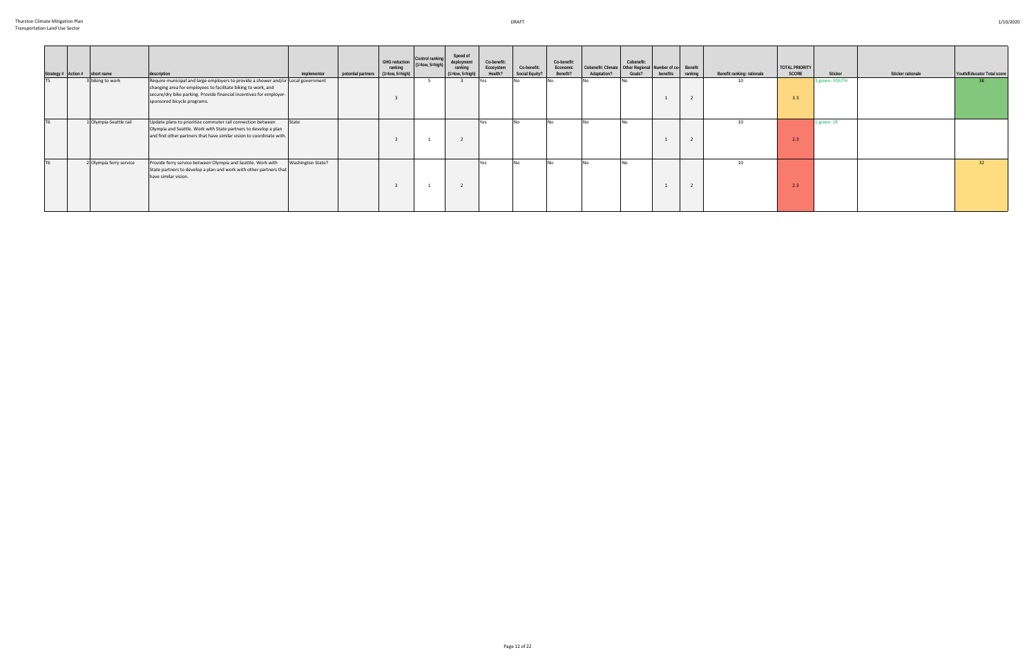| Strategy # | Action # | short name | description | implementor | potential partners | GHG reduction ranking (1=low, 5=high) | Control ranking (1=low, 5=high) | Speed of deployment ranking (1=low, 5=high) | Co-benefit: Ecosystem Health? | Co-benefit: Social Equity? | Co-benefit: Economic Benefit? | Cobenefit: Climate Adaptation? | Cobenefit: Other Regional Goals? | Number of co-benefits | Benefit ranking | Benefit ranking: rationale | TOTAL PRIORITY SCORE | Sticker | Sticker rationale | Youth/Educator Total score |
|---|---|---|---|---|---|---|---|---|---|---|---|---|---|---|---|---|---|---|---|---|
| T5 | 3 | biking to work | Require municipal and large employers to provide a shower and/or changing area for employees to facilitate biking to work, and secure/dry bike parking. Provide financial incentives for employer-sponsored bicycle programs. | Local government | | 3 | 5 | 3 | Yes | No | No | No | No | 1 | 2 | 10 | 3.3 | 3 green: YOUTH | | 38 |
| T6 | 1 | Olympia-Seattle rail | Update plans to prioritize commuter rail connection between Olympia and Seattle. Work with State partners to develop a plan and find other partners that have similar vision to coordinate with. | State | | 3 | 1 | 2 | Yes | No | No | No | No | 1 | 2 | 10 | 2.3 | 1 green: LR | | |
| T6 | 2 | Olympia ferry service | Provide ferry service between Olympia and Seattle. Work with State partners to develop a plan and work with other partners that have similar vision. | Washington State? | | 3 | 1 | 2 | Yes | No | No | No | No | 1 | 2 | 10 | 2.3 | | | 32 |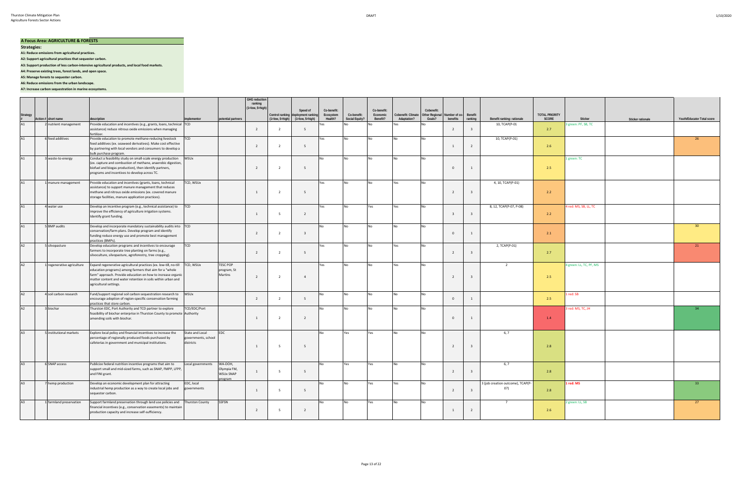## A Focus Area: AGRICULTURE & FORESTS

**Strategies:**

**A1: Reduce emissions from agricultural practices.**

**A2: Support agricultural practices that sequester carbon.**

**A3: Support production of less carbon-intensive agricultural products, and local food markets.**

**A4: Preserve existing trees, forest lands, and open space.**

**A5: Manage forests to sequester carbon.**

**A6: Reduce emissions from the urban landscape.**

**A7: Increase carbon sequestration in marine ecosystems.**

| Strategy # | Action # | short name | description | implementor | potential partners | GHG reduction ranking (1=low, 5=high) | Control ranking (1=low, 5=high) | Speed of deployment ranking (1=low, 5=high) | Co-benefit: Ecosystem Health? | Co-benefit: Social Equity? | Co-benefit: Economic Benefit? | Cobenefit: Climate Adaptation? | Cobenefit: Other Regional Goals? | Number of co-benefits | Benefit ranking | Benefit ranking: rationale | TOTAL PRIORITY SCORE | Sticker | Sticker rationale | Youth/Educator Total score |
|---|---|---|---|---|---|---|---|---|---|---|---|---|---|---|---|---|---|---|---|---|
| A1 | 2 | nutrient management | Provide education and incentives (e.g., grants, loans, technical assistance) reduce nitrous oxide emissions when managing fertilizer. | TCD | | 2 | 2 | 5 | Yes | No | No | Yes | No | 2 | 3 | 10, TCAP(P-01 | 2.7 | 3 green: PF, SB, TC | | |
| A1 | 6 | feed additives | Provide education to promote methane-reducing livestock feed additives (ex. seaweed derivatives). Make cost effective by partnering with local vendors and consumers to develop a bulk purchase program. | TCD | | 2 | 2 | 5 | Yes | No | No | No | No | 1 | 2 | 10, TCAP(P-01) | 2.6 | | | 26 |
| A1 | 3 | waste-to-energy | Conduct a feasibility study on small-scale energy production (ex. capture and combustion of methane, anaerobic digestion, biofuel and biogas production), then identify partners, programs and incentives to develop across TC. | WSUx | | 2 | 2 | 5 | No | No | No | No | No | 0 | 1 | | 2.5 | 1 green: TC | | |
| A1 | 1 | manure management | Provide education and incentives (grants, loans, technical assistance) to support manure management that reduces methane and nitrous oxide emissions (ex. covered manure storage facilities, manure application practices). | TCD, WSUx | | 1 | 2 | 5 | Yes | No | No | Yes | No | 2 | 3 | 4, 10, TCAP(P-01) | 2.2 | | | |
| A1 | 4 | water use | Develop an incentive program (e.g., technical assistance) to improve the efficiency of agriculture irrigation systems. Identify grant funding. | TCD | | 1 | 5 | 2 | Yes | No | Yes | Yes | No | 3 | 3 | 8, 12, TCAP(P-07, P-08) | 2.2 | 4 red: MS, SB, LL, TC | | |
| A1 | 5 | BMP audits | Develop and incorporate mandatory sustainability audits into conservation/farm plans. Develop program and identify funding reduce energy use and promote best management practices (BMPs). | TCD | | 2 | 2 | 3 | No | No | No | No | No | 0 | 1 | | 2.1 | | | 30 |
| A2 | 5 | silvopasture | Develop education programs and incentives to encourage farmers to incorporate tree planting on farms (e.g., silvoculture, silvopasture, agroforestry, tree cropping). | TCD | | 2 | 2 | 5 | Yes | No | No | Yes | No | 2 | 3 | 2, TCAP(P-01) | 2.7 | | | 21 |
| A2 | 1 | regenerative agriculture | Expand regenerative agricultural practices (ex. low-till, no-till education programs) among farmers that aim for a "whole farm" approach. Provide education on how to increase organic matter content and water retention in soils within urban and agricultural settings. | TCD, WSUx | TESC POP program, St Martins | 2 | 2 | 4 | Yes | No | No | Yes | No | 2 | 3 | 2 | 2.5 | 4 green: LL, TC, PF, MS | | |
| A2 | 4 | soil carbon research | Fund/support regional soil carbon sequestration research to encourage adoption of region-specific conservation farming practices that store carbon. | WSUx | | 2 | 2 | 5 | No | No | No | No | No | 0 | 1 | | 2.5 | 1 red: SB | | |
| A2 | 3 | biochar | Thurston EDC, Port Authority and TCD partner to explore feasibility of biochar enterprise in Thurston County to promote amending soils with biochar. | TCD/EDC/Port Authority | | 1 | 2 | 2 | No | No | No | No | No | 0 | 1 | | 1.4 | 3 red: MS, TC, JH | | 34 |
| A3 | 5 | institutional markets | Explore local policy and financial incentives to increase the percentage of regionally produced foods purchased by cafeterias in government and municipal institutions. | State and Local governments, school districts | EDC | 1 | 5 | 5 | No | Yes | Yes | No | No | 2 | 3 | 6, 7 | 2.8 | | | |
| A3 | 6 | SNAP access | Publicize federal nutrition incentive programs that aim to support small and mid-sized farms, such as SNAP, FMPP, LFPP, and FINI grant. | Local governments | WA-DOH, Olympia FM, WSUx SNAP program | 1 | 5 | 5 | No | Yes | Yes | No | No | 2 | 3 | 6, 7 | 2.8 | | | |
| A3 | 7 | hemp production | Develop an economic development plan for attracting industrial hemp production as a way to create local jobs and sequester carbon. | EDC, local governments | | 1 | 5 | 5 | No | No | Yes | Yes | No | 2 | 3 | 3 (job creation outcome), TCAP(P-07) | 2.8 | 1 red: MS | | 33 |
| A3 | 1 | farmland preservation | Support farmland preservation through land use policies and financial incentives (e.g., conservation easements) to maintain production capacity and increase self-sufficiency. | Thurston County | SSFSN | 2 | 5 | 2 | No | No | Yes | No | No | 1 | 2 | 7 | 2.6 | 2 green: LL, SB | | 27 |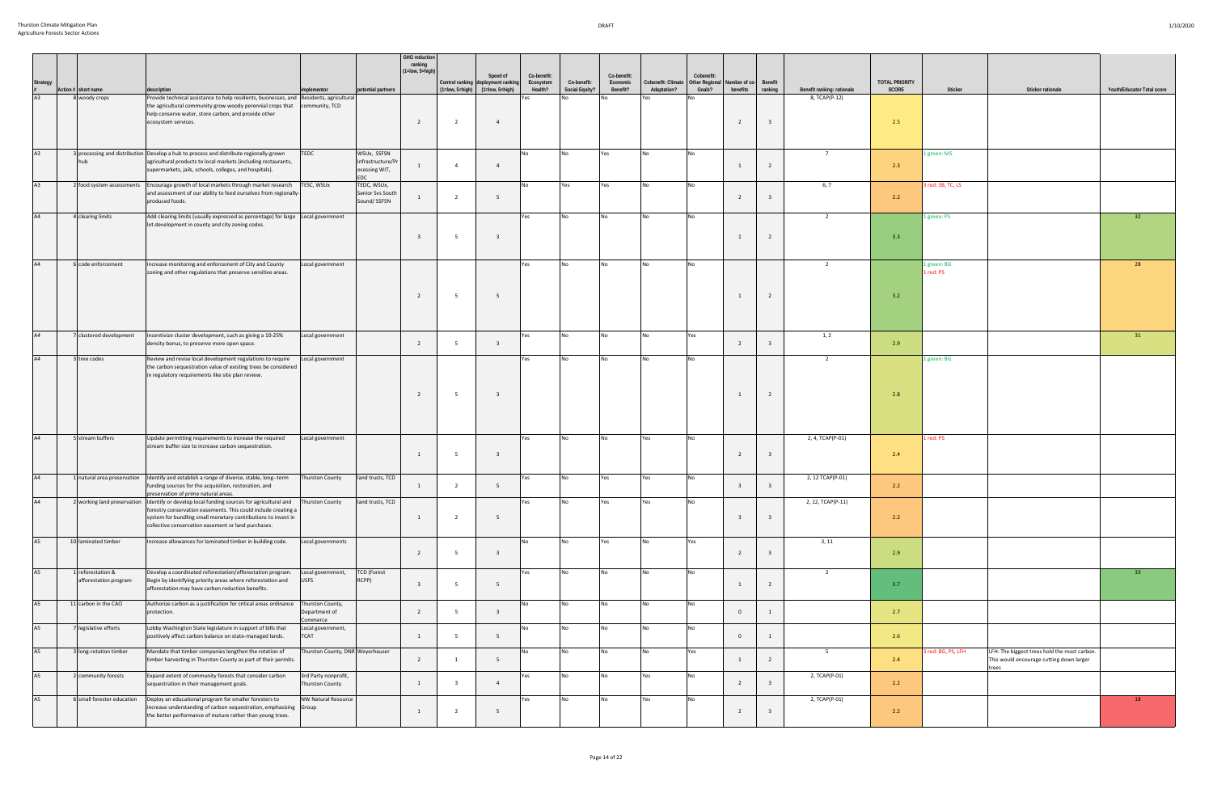Thurston Climate Mitigation Plan
Agriculture Forests Sector Actions

| Strategy # | Action # | short name | description | implementor | potential partners | GHG reduction ranking (1=low, 5=high) | Control ranking (1=low, 5=high) | Speed of deployment ranking (1=low, 5=high) | Co-benefit: Ecosystem Health? | Co-benefit: Social Equity? | Co-benefit: Economic Benefit? | Cobenefit: Climate Adaptation? | Cobenefit: Other Regional Goals? | Number of co-benefits | Benefit ranking | Benefit ranking: rationale | TOTAL PRIORITY SCORE | Sticker | Sticker rationale | Youth/Educator Total score |
|---|---|---|---|---|---|---|---|---|---|---|---|---|---|---|---|---|---|---|---|---|
| A3 | 8 | woody crops | Provide technical assistance to help residents, businesses, and the agricultural community grow woody perennial crops that help conserve water, store carbon, and provide other ecosystem services. | Residents, agricultural community, TCD | | 2 | 2 | 4 | Yes | No | No | Yes | No | 2 | 3 | 8, TCAP(P-12) | 2.5 | | | |
| A3 | 3 | processing and distribution hub | Develop a hub to process and distribute regionally-grown agricultural products to local markets (including restaurants, supermarkets, jails, schools, colleges, and hospitals). | TEDC | WSUx, SSFSN Infrastructure/Processing WIT, EDC | 1 | 4 | 4 | No | No | Yes | No | No | 1 | 2 | 7 | 2.3 | 1 green: MS | | |
| A3 | 2 | food system assessments | Encourage growth of local markets through market research and assessment of our ability to feed ourselves from regionally-produced foods. | TESC, WSUx | TEDC, WSUx, Senior Svs South Sound/ SSFSN | 1 | 2 | 5 | No | Yes | Yes | No | No | 2 | 3 | 6, 7 | 2.2 | 3 red: SB, TC, LS | | |
| A4 | 4 | clearing limits | Add clearing limits (usually expressed as percentage) for large lot development in county and city zoning codes. | Local government | | 3 | 5 | 3 | Yes | No | No | No | No | 1 | 2 | 2 | 3.3 | 1 green: PS | | 32 |
| A4 | 6 | code enforcement | Increase monitoring and enforcement of City and County zoning and other regulations that preserve sensitive areas. | Local government | | 2 | 5 | 5 | Yes | No | No | No | No | 1 | 2 | 2 | 3.2 | 1 green: BG<br>1 red: PS | | 28 |
| A4 | 7 | clustered development | Incentivize cluster development, such as giving a 10-25% density bonus, to preserve more open space. | Local government | | 2 | 5 | 3 | Yes | No | No | No | Yes | 2 | 3 | 1, 2 | 2.9 | | | 31 |
| A4 | 3 | tree codes | Review and revise local development regulations to require the carbon sequestration value of existing trees be considered in regulatory requirements like site plan review. | Local government | | 2 | 5 | 3 | Yes | No | No | No | No | 1 | 2 | 2 | 2.8 | 1 green: BG | | |
| A4 | 5 | stream buffers | Update permitting requirements to increase the required stream buffer size to increase carbon sequestration. | Local government | | 1 | 5 | 3 | Yes | No | No | Yes | No | 2 | 3 | 2, 4, TCAP(P-01) | 2.4 | 1 red: PS | | |
| A4 | 1 | natural area preservation | Identify and establish a range of diverse, stable, long–term funding sources for the acquisition, restoration, and preservation of prime natural areas. | Thurston County | land trusts, TCD | 1 | 2 | 5 | Yes | No | Yes | Yes | No | 3 | 3 | 2, 12 TCAP(P-01) | 2.2 | | | |
| A4 | 2 | working land preservation | Identify or develop local funding sources for agricultural and forestry conservation easements. This could include creating a system for bundling small monetary contributions to invest in collective conservation easement or land purchases. | Thurston County | land trusts, TCD | 1 | 2 | 5 | Yes | No | Yes | Yes | No | 3 | 3 | 2, 12, TCAP(P-11) | 2.2 | | | |
| A5 | 10 | laminated timber | Increase allowances for laminated timber in building code. | Local governments | | 2 | 5 | 3 | No | No | Yes | No | Yes | 2 | 3 | 3, 11 | 2.9 | | | |
| A5 | 1 | reforestation & afforestation program | Develop a coordinated reforestation/afforestation program. Begin by identifying priority areas where reforestation and afforestation may have carbon reduction benefits. | Local government, USFS | TCD (Forest RCPP) | 3 | 5 | 5 | Yes | No | No | No | No | 1 | 2 | 2 | 3.7 | | | 33 |
| A5 | 11 | carbon in the CAO | Authorize carbon as a justification for critical areas ordinance protection. | Thurston County, Department of Commerce | | 2 | 5 | 3 | No | No | No | No | No | 0 | 1 | | 2.7 | | | |
| A5 | 7 | legislative efforts | Lobby Washington State legislature in support of bills that positively affect carbon balance on state-managed lands. | Local government, TCAT | | 1 | 5 | 5 | No | No | No | No | No | 0 | 1 | | 2.6 | | | |
| A5 | 3 | long-rotation timber | Mandate that timber companies lengthen the rotation of timber harvesting in Thurston County as part of their permits. | Thurston County, DNR | Weyerhauser | 2 | 1 | 5 | No | No | No | No | Yes | 1 | 2 | 5 | 2.4 | 3 red: BG, PS, LFH | LFH: The biggest trees hold the most carbon. This would encourage cutting down larger trees | |
| A5 | 2 | community forests | Expand extent of community forests that consider carbon sequestration in their management goals. | 3rd Party nonprofit, Thurston County | | 1 | 3 | 4 | Yes | No | No | Yes | No | 2 | 3 | 2, TCAP(P-01) | 2.2 | | | |
| A5 | 6 | small forester education | Deploy an educational program for smaller foresters to increase understanding of carbon sequestration, emphasizing the better performance of mature rather than young trees. | NW Natural Resource Group | | 1 | 2 | 5 | Yes | No | No | Yes | No | 2 | 3 | 2, TCAP(P-01) | 2.2 | | | 18 |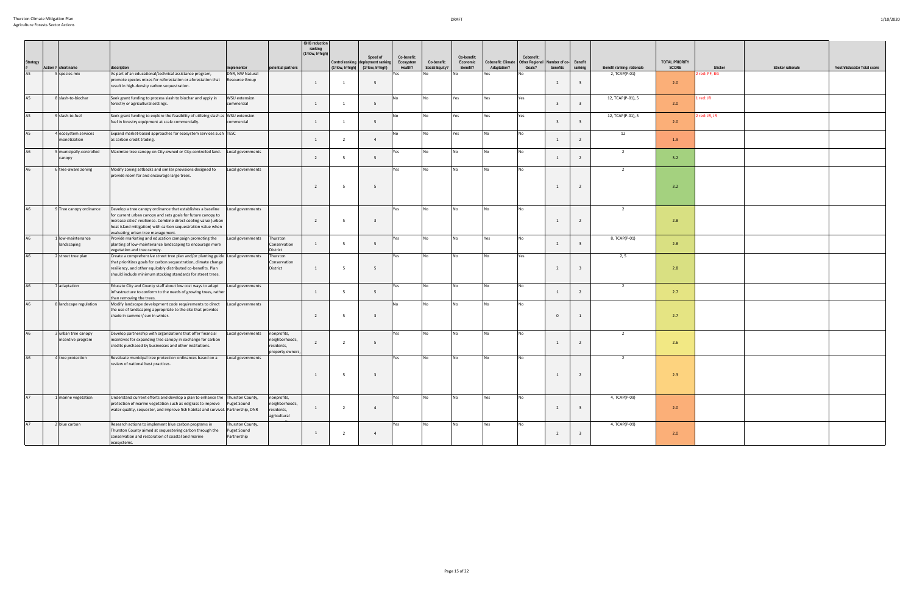Thurston Climate Mitigation Plan
Agriculture Forests Sector Actions

DRAFT

| Strategy # | Action # | short name | description | implementor | potential partners | GHG reduction ranking (1=low, 5=high) | Control ranking (1=low, 5=high) | Speed of deployment ranking (1=low, 5=high) | Co-benefit: Ecosystem Health? | Co-benefit: Social Equity? | Co-benefit: Economic Benefit? | Cobenefit: Climate Adaptation? | Cobenefit: Other Regional Goals? | Number of co-benefits | Benefit ranking | Benefit ranking: rationale | TOTAL PRIORITY SCORE | Sticker | Sticker rationale | Youth/Educator Total score |
|---|---|---|---|---|---|---|---|---|---|---|---|---|---|---|---|---|---|---|---|---|
| A5 | 5 | species mix | As part of an educational/technical assistance program, promote species mixes for reforestation or aforestation that result in high-density carbon sequestration. | DNR, NW Natural Resource Group | | 1 | 1 | 5 | Yes | No | No | Yes | No | 2 | 3 | 2, TCAP(P-01) | 2.0 | 2 red: PF, BG | | |
| A5 | 8 | slash-to-biochar | Seek grant funding to process slash to biochar and apply in forestry or agricultural settings. | WSU extension commercial | | 1 | 1 | 5 | No | No | Yes | Yes | Yes | 3 | 3 | 12, TCAP(P-01), 5 | 2.0 | 1 red: JR | | |
| A5 | 9 | slash-to-fuel | Seek grant funding to explore the feasibility of utilizing slash as fuel in forestry equipment at scale commercially. | WSU extension commercial | | 1 | 1 | 5 | No | No | Yes | Yes | Yes | 3 | 3 | 12, TCAP(P-01), 5 | 2.0 | 2 red: JR, JR | | |
| A5 | 4 | ecosystem services monetization | Expand market-based approaches for ecosystem services such as carbon credit trading. | TESC | | 1 | 2 | 4 | No | No | Yes | No | No | 1 | 2 | 12 | 1.9 | | | |
| A6 | 5 | municipally-controlled canopy | Maximize tree canopy on City-owned or City-controlled land. | Local governments | | 2 | 5 | 5 | Yes | No | No | No | No | 1 | 2 | 2 | 3.2 | | | |
| A6 | 6 | tree-aware zoning | Modify zoning setbacks and similar provisions designed to provide room for and encourage large trees. | Local governments | | 2 | 5 | 5 | Yes | No | No | No | No | 1 | 2 | 2 | 3.2 | | | |
| A6 | 9 | Tree canopy ordinance | Develop a tree canopy ordinance that establishes a baseline for current urban canopy and sets goals for future canopy to increase cities' resilience. Combine direct cooling value (urban heat island mitigation) with carbon sequestration value when evaluating urban tree management. | Local governments | | 2 | 5 | 3 | Yes | No | No | No | No | 1 | 2 | 2 | 2.8 | | | |
| A6 | 1 | low-maintenance landscaping | Provide marketing and education campaign promoting the planting of low-maintenance landscaping to encourage more vegetation and tree canopy. | Local governments | Thurston Conservation District | 1 | 5 | 5 | Yes | No | No | Yes | No | 2 | 3 | 8, TCAP(P-01) | 2.8 | | | |
| A6 | 2 | street tree plan | Create a comprehensive street tree plan and/or planting guide that prioritizes goals for carbon sequestration, climate change resiliency, and other equitably distributed co-benefits. Plan should include minimum stocking standards for street trees. | Local governments | Thurston Conservation District | 1 | 5 | 5 | Yes | No | No | No | Yes | 2 | 3 | 2, 5 | 2.8 | | | |
| A6 | 7 | adaptation | Educate City and County staff about low cost ways to adapt infrastructure to conform to the needs of growing trees, rather than removing the trees. | Local governments | | 1 | 5 | 5 | Yes | No | No | No | No | 1 | 2 | 2 | 2.7 | | | |
| A6 | 8 | landscape regulation | Modify landscape development code requirements to direct the use of landscaping appropriate to the site that provides shade in summer/ sun in winter. | Local governments | | 2 | 5 | 3 | No | No | No | No | No | 0 | 1 | | 2.7 | | | |
| A6 | 3 | urban tree canopy incentive program | Develop partnership with organizations that offer financial incentives for expanding tree canopy in exchange for carbon credits purchased by businesses and other institutions. | Local governments | nonprofits, neighborhoods, residents, property owners, | 2 | 2 | 5 | Yes | No | No | No | No | 1 | 2 | 2 | 2.6 | | | |
| A6 | 4 | tree protection | Revaluate municipal tree protection ordinances based on a review of national best practices. | Local governments | | 1 | 5 | 3 | Yes | No | No | No | No | 1 | 2 | 2 | 2.3 | | | |
| A7 | 1 | marine vegetation | Understand current efforts and develop a plan to enhance the protection of marine vegetation such as eelgrass to improve water quality, sequester, and improve fish habitat and survival. | Thurston County, Puget Sound Partnership, DNR | nonprofits, neighborhoods, residents, agricultural | 1 | 2 | 4 | Yes | No | No | Yes | No | 2 | 3 | 4, TCAP(P-09) | 2.0 | | | |
| A7 | 2 | blue carbon | Research actions to implement blue carbon programs in Thurston County aimed at sequestering carbon through the conservation and restoration of coastal and marine ecosystems. | Thurston County, Puget Sound Partnership | | 1 | 2 | 4 | Yes | No | No | Yes | No | 2 | 3 | 4, TCAP(P-09) | 2.0 | | | |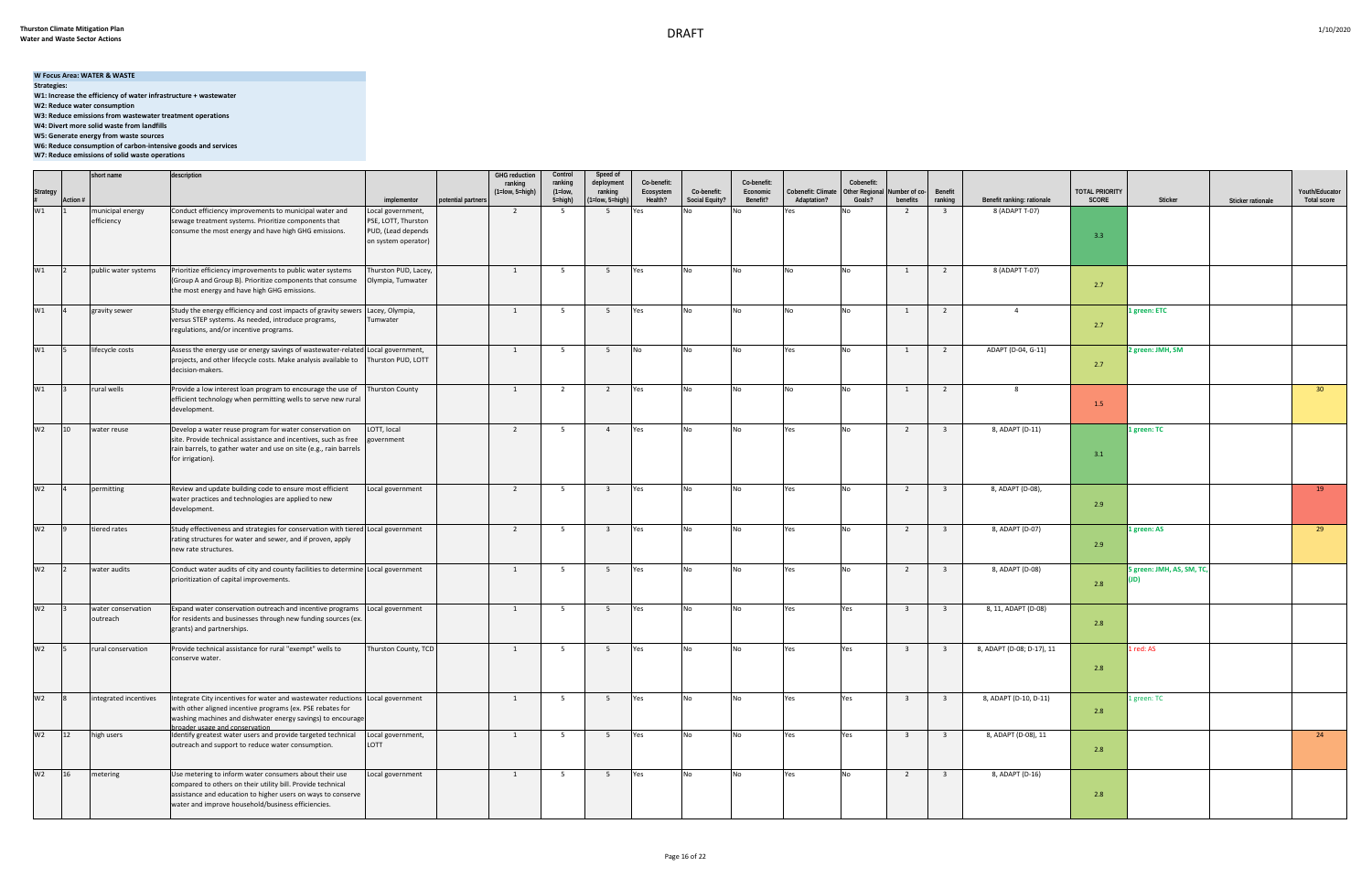**W Focus Area: WATER & WASTE**

**Strategies:**

**W1: Increase the efficiency of water infrastructure + wastewater**

**W2: Reduce water consumption**

**W3: Reduce emissions from wastewater treatment operations**

**W4: Divert more solid waste from landfills**

**W5: Generate energy from waste sources**

**W6: Reduce consumption of carbon-intensive goods and services**

**W7: Reduce emissions of solid waste operations**

| Strategy # | Action # | short name | description | implementor | potential partners | GHG reduction ranking (1=low, 5=high) | Control ranking (1=low, 5=high) | Speed of deployment ranking (1=low, 5=high) | Co-benefit: Ecosystem Health? | Co-benefit: Social Equity? | Co-benefit: Economic Benefit? | Cobenefit: Climate Adaptation? | Cobenefit: Other Regional Goals? | Number of co-benefits | Benefit ranking | Benefit ranking: rationale | TOTAL PRIORITY SCORE | Sticker | Sticker rationale | Youth/Educator Total score |
|---|---|---|---|---|---|---|---|---|---|---|---|---|---|---|---|---|---|---|---|---|
| W1 | 1 | municipal energy efficiency | Conduct efficiency improvements to municipal water and sewage treatment systems. Prioritize components that consume the most energy and have high GHG emissions. | Local government, PSE, LOTT, Thurston PUD, (Lead depends on system operator) | | 2 | 5 | 5 | Yes | No | No | Yes | No | 2 | 3 | 8 (ADAPT T-07) | 3.3 | | | |
| W1 | 2 | public water systems | Prioritize efficiency improvements to public water systems (Group A and Group B). Prioritize components that consume the most energy and have high GHG emissions. | Thurston PUD, Lacey, Olympia, Tumwater | | 1 | 5 | 5 | Yes | No | No | No | No | 1 | 2 | 8 (ADAPT T-07) | 2.7 | | | |
| W1 | 4 | gravity sewer | Study the energy efficiency and cost impacts of gravity sewers versus STEP systems. As needed, introduce programs, regulations, and/or incentive programs. | Lacey, Olympia, Tumwater | | 1 | 5 | 5 | Yes | No | No | No | No | 1 | 2 | 4 | 2.7 | 1 green: ETC | | |
| W1 | 5 | lifecycle costs | Assess the energy use or energy savings of wastewater-related projects, and other lifecycle costs. Make analysis available to decision-makers. | Local government, Thurston PUD, LOTT | | 1 | 5 | 5 | No | No | No | Yes | No | 1 | 2 | ADAPT (D-04, G-11) | 2.7 | 2 green: JMH, SM | | |
| W1 | 3 | rural wells | Provide a low interest loan program to encourage the use of efficient technology when permitting wells to serve new rural development. | Thurston County | | 1 | 2 | 2 | Yes | No | No | No | No | 1 | 2 | 8 | 1.5 | | | 30 |
| W2 | 10 | water reuse | Develop a water reuse program for water conservation on site. Provide technical assistance and incentives, such as free rain barrels, to gather water and use on site (e.g., rain barrels for irrigation). | LOTT, local government | | 2 | 5 | 4 | Yes | No | No | Yes | No | 2 | 3 | 8, ADAPT (D-11) | 3.1 | 1 green: TC | | |
| W2 | 4 | permitting | Review and update building code to ensure most efficient water practices and technologies are applied to new development. | Local government | | 2 | 5 | 3 | Yes | No | No | Yes | No | 2 | 3 | 8, ADAPT (D-08), | 2.9 | | | 19 |
| W2 | 9 | tiered rates | Study effectiveness and strategies for conservation with tiered rating structures for water and sewer, and if proven, apply new rate structures. | Local government | | 2 | 5 | 3 | Yes | No | No | Yes | No | 2 | 3 | 8, ADAPT (D-07) | 2.9 | 1 green: AS | | 29 |
| W2 | 2 | water audits | Conduct water audits of city and county facilities to determine prioritization of capital improvements. | Local government | | 1 | 5 | 5 | Yes | No | No | Yes | No | 2 | 3 | 8, ADAPT (D-08) | 2.8 | 5 green: JMH, AS, SM, TC, (JD) | | |
| W2 | 3 | water conservation outreach | Expand water conservation outreach and incentive programs for residents and businesses through new funding sources (ex. grants) and partnerships. | Local government | | 1 | 5 | 5 | Yes | No | No | Yes | Yes | 3 | 3 | 8, 11, ADAPT (D-08) | 2.8 | | | |
| W2 | 5 | rural conservation | Provide technical assistance for rural "exempt" wells to conserve water. | Thurston County, TCD | | 1 | 5 | 5 | Yes | No | No | Yes | Yes | 3 | 3 | 8, ADAPT (D-08; D-17), 11 | 2.8 | 1 red: AS | | |
| W2 | 8 | integrated incentives | Integrate City incentives for water and wastewater reductions with other aligned incentive programs (ex. PSE rebates for washing machines and dishwater energy savings) to encourage broader usage and conservation | Local government | | 1 | 5 | 5 | Yes | No | No | Yes | Yes | 3 | 3 | 8, ADAPT (D-10, D-11) | 2.8 | 1 green: TC | | |
| W2 | 12 | high users | Identify greatest water users and provide targeted technical outreach and support to reduce water consumption. | Local government, LOTT | | 1 | 5 | 5 | Yes | No | No | Yes | Yes | 3 | 3 | 8, ADAPT (D-08), 11 | 2.8 | | | 24 |
| W2 | 16 | metering | Use metering to inform water consumers about their use compared to others on their utility bill. Provide technical assistance and education to higher users on ways to conserve water and improve household/business efficiencies. | Local government | | 1 | 5 | 5 | Yes | No | No | Yes | No | 2 | 3 | 8, ADAPT (D-16) | 2.8 | | | |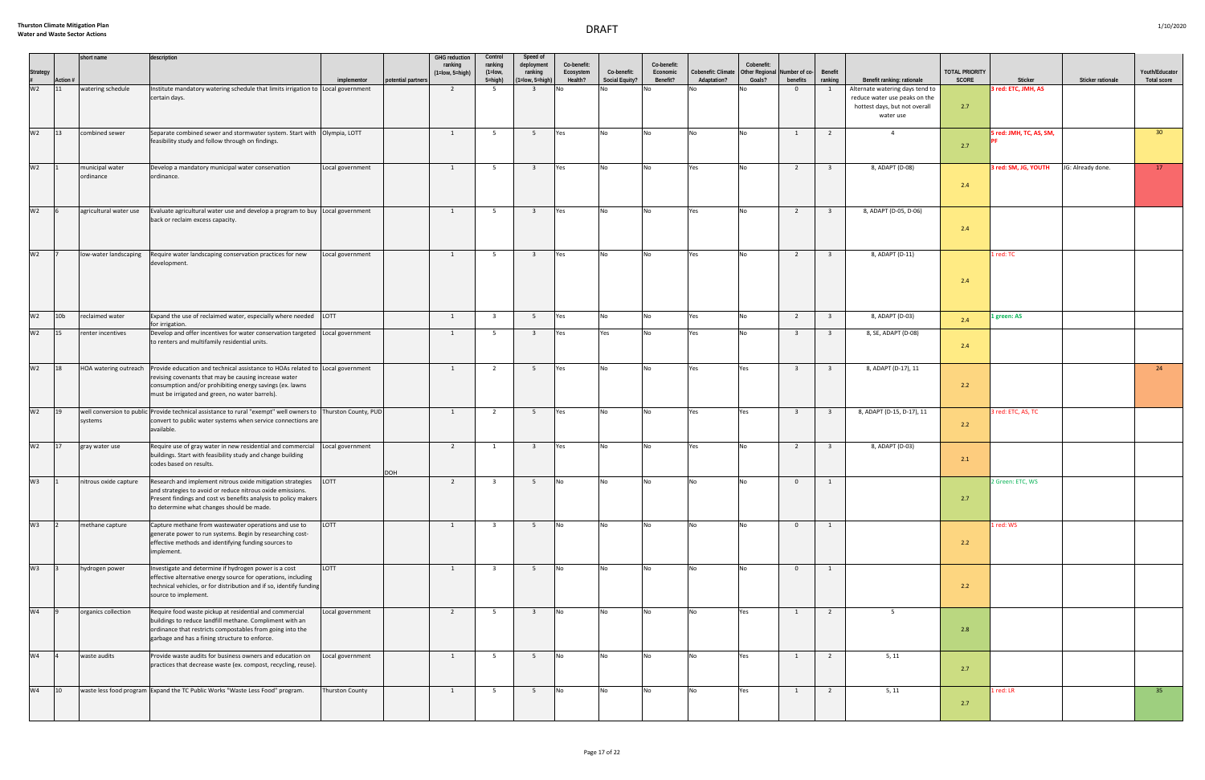# Thurston Climate Mitigation Plan
## Water and Waste Sector Actions

DRAFT

1/10/2020

| Strategy # | Action # | short name | description | implementor | potential partners | GHG reduction ranking (1=low, 5=high) | Control ranking (1=low, 5=high) | Speed of deployment ranking (1=low, 5=high) | Co-benefit: Ecosystem Health? | Co-benefit: Social Equity? | Co-benefit: Economic Benefit? | Cobenefit: Climate Adaptation? | Cobenefit: Other Regional Goals? | Number of co-benefits | Benefit ranking | Benefit ranking: rationale | TOTAL PRIORITY SCORE | Sticker | Sticker rationale | Youth/Educator Total score |
|---|---|---|---|---|---|---|---|---|---|---|---|---|---|---|---|---|---|---|---|---|
| W2 | 11 | watering schedule | Institute mandatory watering schedule that limits irrigation to certain days. | Local government | | 2 | 5 | 3 | No | No | No | No | No | 0 | 1 | Alternate watering days tend to reduce water use peaks on the hottest days, but not overall water use | 2.7 | 3 red: ETC, JMH, AS | | |
| W2 | 13 | combined sewer | Separate combined sewer and stormwater system. Start with feasibility study and follow through on findings. | Olympia, LOTT | | 1 | 5 | 5 | Yes | No | No | No | No | 1 | 2 | 4 | 2.7 | 5 red: JMH, TC, AS, SM, PF | | 30 |
| W2 | 1 | municipal water ordinance | Develop a mandatory municipal water conservation ordinance. | Local government | | 1 | 5 | 3 | Yes | No | No | Yes | No | 2 | 3 | 8, ADAPT (D-08) | 2.4 | 3 red: SM, JG, YOUTH | JG: Already done. | 17 |
| W2 | 6 | agricultural water use | Evaluate agricultural water use and develop a program to buy back or reclaim excess capacity. | Local government | | 1 | 5 | 3 | Yes | No | No | Yes | No | 2 | 3 | 8, ADAPT (D-05, D-06) | 2.4 | | | |
| W2 | 7 | low-water landscaping | Require water landscaping conservation practices for new development. | Local government | | 1 | 5 | 3 | Yes | No | No | Yes | No | 2 | 3 | 8, ADAPT (D-11) | 2.4 | 1 red: TC | | |
| W2 | 10b | reclaimed water | Expand the use of reclaimed water, especially where needed for irrigation. | LOTT | | 1 | 3 | 5 | Yes | No | No | Yes | No | 2 | 3 | 8, ADAPT (D-03) | 2.4 | 1 green: AS | | |
| W2 | 15 | renter incentives | Develop and offer incentives for water conservation targeted to renters and multifamily residential units. | Local government | | 1 | 5 | 3 | Yes | Yes | No | Yes | No | 3 | 3 | 8, SE, ADAPT (D-08) | 2.4 | | | |
| W2 | 18 | HOA watering outreach | Provide education and technical assistance to HOAs related to revising covenants that may be causing increase water consumption and/or prohibiting energy savings (ex. lawns must be irrigated and green, no water barrels). | Local government | | 1 | 2 | 5 | Yes | No | No | Yes | Yes | 3 | 3 | 8, ADAPT (D-17), 11 | 2.2 | | | 24 |
| W2 | 19 | well conversion to public systems | Provide technical assistance to rural "exempt" well owners to convert to public water systems when service connections are available. | Thurston County, PUD | | 1 | 2 | 5 | Yes | No | No | Yes | Yes | 3 | 3 | 8, ADAPT (D-15, D-17), 11 | 2.2 | 3 red: ETC, AS, TC | | |
| W2 | 17 | gray water use | Require use of gray water in new residential and commercial buildings. Start with feasibility study and change building codes based on results. | Local government | DOH | 2 | 1 | 3 | Yes | No | No | Yes | No | 2 | 3 | 8, ADAPT (D-03) | 2.1 | | | |
| W3 | 1 | nitrous oxide capture | Research and implement nitrous oxide mitigation strategies and strategies to avoid or reduce nitrous oxide emissions. Present findings and cost vs benefits analysis to policy makers to determine what changes should be made. | LOTT | | 2 | 3 | 5 | No | No | No | No | No | 0 | 1 | | 2.7 | 2 Green: ETC, WS | | |
| W3 | 2 | methane capture | Capture methane from wastewater operations and use to generate power to run systems. Begin by researching cost-effective methods and identifying funding sources to implement. | LOTT | | 1 | 3 | 5 | No | No | No | No | No | 0 | 1 | | 2.2 | 1 red: WS | | |
| W3 | 3 | hydrogen power | Investigate and determine if hydrogen power is a cost effective alternative energy source for operations, including technical vehicles, or for distribution and if so, identify funding source to implement. | LOTT | | 1 | 3 | 5 | No | No | No | No | No | 0 | 1 | | 2.2 | | | |
| W4 | 9 | organics collection | Require food waste pickup at residential and commercial buildings to reduce landfill methane. Compliment with an ordinance that restricts compostables from going into the garbage and has a fining structure to enforce. | Local government | | 2 | 5 | 3 | No | No | No | No | Yes | 1 | 2 | 5 | 2.8 | | | |
| W4 | 4 | waste audits | Provide waste audits for business owners and education on practices that decrease waste (ex. compost, recycling, reuse). | Local government | | 1 | 5 | 5 | No | No | No | No | Yes | 1 | 2 | 5, 11 | 2.7 | | | |
| W4 | 10 | waste less food program | Expand the TC Public Works "Waste Less Food" program. | Thurston County | | 1 | 5 | 5 | No | No | No | No | Yes | 1 | 2 | 5, 11 | 2.7 | 1 red: LR | | 35 |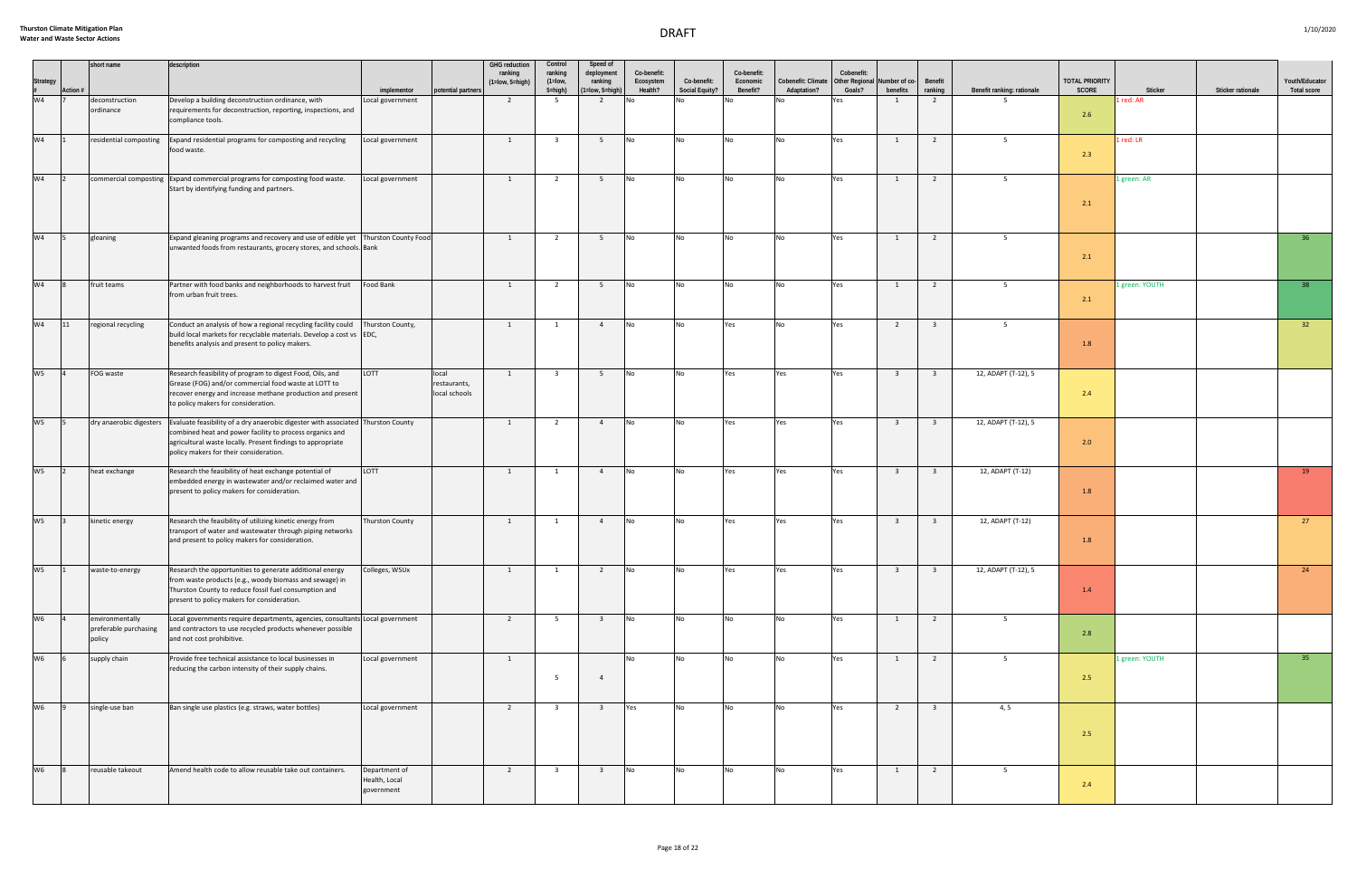# Thurston Climate Mitigation Plan
## Water and Waste Sector Actions

DRAFT

1/10/2020

| Strategy # | Action # | short name | description | implementor | potential partners | GHG reduction ranking (1=low, 5=high) | Control ranking (1=low, 5=high) | Speed of deployment ranking (1=low, 5=high) | Co-benefit: Ecosystem Health? | Co-benefit: Social Equity? | Co-benefit: Economic Benefit? | Cobenefit: Climate Adaptation? | Cobenefit: Other Regional Goals? | Number of co-benefits | Benefit ranking | Benefit ranking: rationale | TOTAL PRIORITY SCORE | Sticker | Sticker rationale | Youth/Educator Total score |
|---|---|---|---|---|---|---|---|---|---|---|---|---|---|---|---|---|---|---|---|---|
| W4 | 7 | deconstruction ordinance | Develop a building deconstruction ordinance, with requirements for deconstruction, reporting, inspections, and compliance tools. | Local government | | 2 | 5 | 2 | No | No | No | No | Yes | 1 | 2 | 5 | 2.6 | 1 red: AR | | |
| W4 | 1 | residential composting | Expand residential programs for composting and recycling food waste. | Local government | | 1 | 3 | 5 | No | No | No | No | Yes | 1 | 2 | 5 | 2.3 | 1 red: LR | | |
| W4 | 2 | commercial composting | Expand commercial programs for composting food waste. Start by identifying funding and partners. | Local government | | 1 | 2 | 5 | No | No | No | No | Yes | 1 | 2 | 5 | 2.1 | 1 green: AR | | |
| W4 | 5 | gleaning | Expand gleaning programs and recovery and use of edible yet unwanted foods from restaurants, grocery stores, and schools. | Thurston County Food Bank | | 1 | 2 | 5 | No | No | No | No | Yes | 1 | 2 | 5 | 2.1 | | | 36 |
| W4 | 8 | fruit teams | Partner with food banks and neighborhoods to harvest fruit from urban fruit trees. | Food Bank | | 1 | 2 | 5 | No | No | No | No | Yes | 1 | 2 | 5 | 2.1 | 1 green: YOUTH | | 38 |
| W4 | 11 | regional recycling | Conduct an analysis of how a regional recycling facility could build local markets for recyclable materials. Develop a cost vs benefits analysis and present to policy makers. | Thurston County, EDC, | | 1 | 1 | 4 | No | No | Yes | No | Yes | 2 | 3 | 5 | 1.8 | | | 32 |
| W5 | 4 | FOG waste | Research feasibility of program to digest Food, Oils, and Grease (FOG) and/or commercial food waste at LOTT to recover energy and increase methane production and present to policy makers for consideration. | LOTT | local restaurants, local schools | 1 | 3 | 5 | No | No | Yes | Yes | Yes | 3 | 3 | 12, ADAPT (T-12), 5 | 2.4 | | | |
| W5 | 5 | dry anaerobic digesters | Evaluate feasibility of a dry anaerobic digester with associated combined heat and power facility to process organics and agricultural waste locally. Present findings to appropriate policy makers for their consideration. | Thurston County | | 1 | 2 | 4 | No | No | Yes | Yes | Yes | 3 | 3 | 12, ADAPT (T-12), 5 | 2.0 | | | |
| W5 | 2 | heat exchange | Research the feasibility of heat exchange potential of embedded energy in wastewater and/or reclaimed water and present to policy makers for consideration. | LOTT | | 1 | 1 | 4 | No | No | Yes | Yes | Yes | 3 | 3 | 12, ADAPT (T-12) | 1.8 | | | 19 |
| W5 | 3 | kinetic energy | Research the feasibility of utilizing kinetic energy from transport of water and wastewater through piping networks and present to policy makers for consideration. | Thurston County | | 1 | 1 | 4 | No | No | Yes | Yes | Yes | 3 | 3 | 12, ADAPT (T-12) | 1.8 | | | 27 |
| W5 | 1 | waste-to-energy | Research the opportunities to generate additional energy from waste products (e.g., woody biomass and sewage) in Thurston County to reduce fossil fuel consumption and present to policy makers for consideration. | Colleges, WSUx | | 1 | 1 | 2 | No | No | Yes | Yes | Yes | 3 | 3 | 12, ADAPT (T-12), 5 | 1.4 | | | 24 |
| W6 | 4 | environmentally preferable purchasing policy | Local governments require departments, agencies, consultants and contractors to use recycled products whenever possible and not cost prohibitive. | Local government | | 2 | 5 | 3 | No | No | No | No | Yes | 1 | 2 | 5 | 2.8 | | | |
| W6 | 6 | supply chain | Provide free technical assistance to local businesses in reducing the carbon intensity of their supply chains. | Local government | | 1 | 5 | 4 | No | No | No | No | Yes | 1 | 2 | 5 | 2.5 | 1 green: YOUTH | | 35 |
| W6 | 9 | single-use ban | Ban single use plastics (e.g. straws, water bottles) | Local government | | 2 | 3 | 3 | Yes | No | No | No | Yes | 2 | 3 | 4, 5 | 2.5 | | | |
| W6 | 8 | reusable takeout | Amend health code to allow reusable take out containers. | Department of Health, Local government | | 2 | 3 | 3 | No | No | No | No | Yes | 1 | 2 | 5 | 2.4 | | | |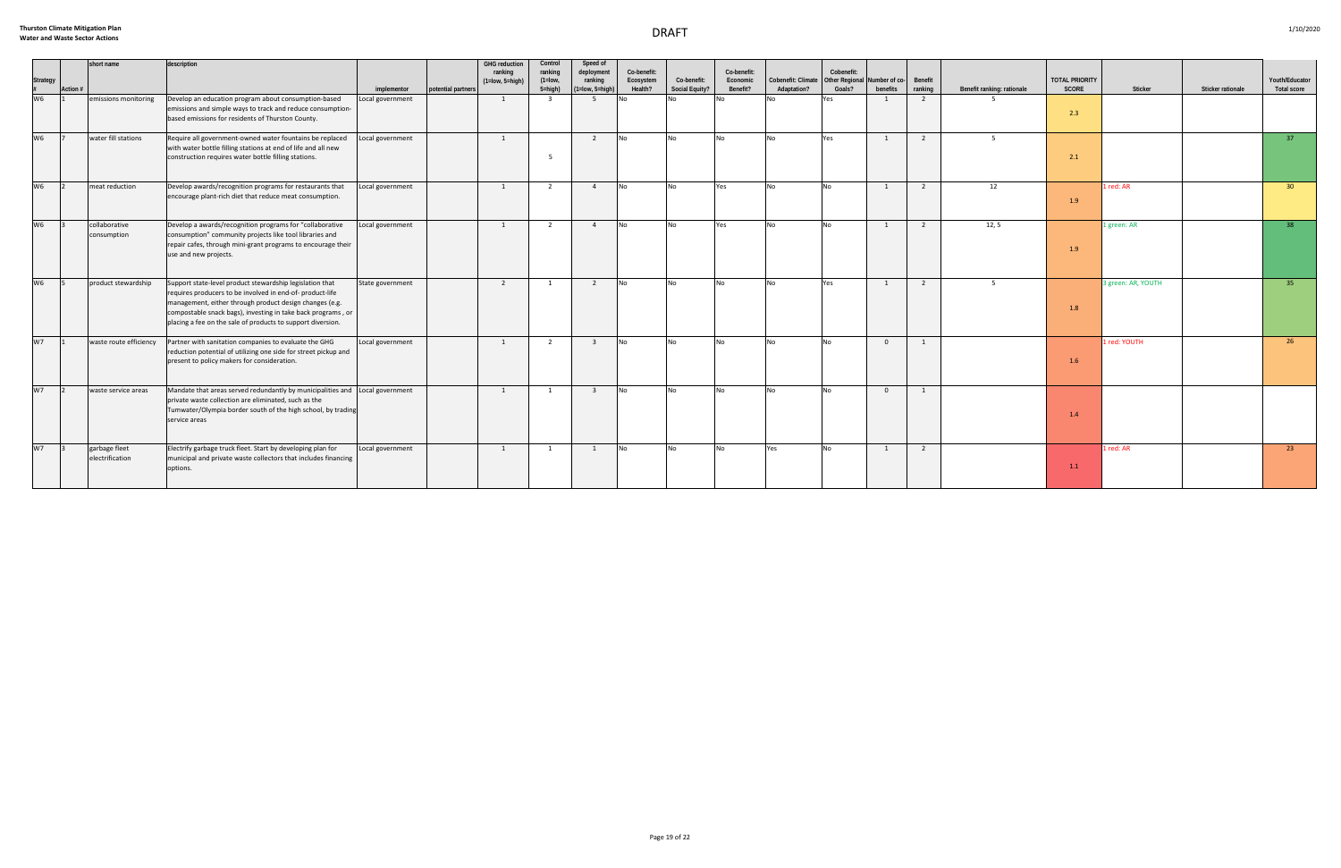**Thurston Climate Mitigation Plan**
**Water and Waste Sector Actions**

DRAFT

1/10/2020

| Strategy # | Action # | short name | description | implementor | potential partners | GHG reduction ranking (1=low, 5=high) | Control ranking (1=low, 5=high) | Speed of deployment ranking (1=low, 5=high) | Co-benefit: Ecosystem Health? | Co-benefit: Social Equity? | Co-benefit: Economic Benefit? | Cobenefit: Climate Adaptation? | Cobenefit: Other Regional Goals? | Number of co-benefits | Benefit ranking | Benefit ranking: rationale | TOTAL PRIORITY SCORE | Sticker | Sticker rationale | Youth/Educator Total score |
|---|---|---|---|---|---|---|---|---|---|---|---|---|---|---|---|---|---|---|---|---|
| W6 | 1 | emissions monitoring | Develop an education program about consumption-based emissions and simple ways to track and reduce consumption-based emissions for residents of Thurston County. | Local government | | 1 | 3 | 5 | No | No | No | No | Yes | 1 | 2 | 5 | 2.3 | | | |
| W6 | 7 | water fill stations | Require all government-owned water fountains be replaced with water bottle filling stations at end of life and all new construction requires water bottle filling stations. | Local government | | 1 | 5 | 2 | No | No | No | No | Yes | 1 | 2 | 5 | 2.1 | | | 37 |
| W6 | 2 | meat reduction | Develop awards/recognition programs for restaurants that encourage plant-rich diet that reduce meat consumption. | Local government | | 1 | 2 | 4 | No | No | Yes | No | No | 1 | 2 | 12 | 1.9 | 1 red: AR | | 30 |
| W6 | 3 | collaborative consumption | Develop a awards/recognition programs for "collaborative consumption" community projects like tool libraries and repair cafes, through mini-grant programs to encourage their use and new projects. | Local government | | 1 | 2 | 4 | No | No | Yes | No | No | 1 | 2 | 12, 5 | 1.9 | 1 green: AR | | 38 |
| W6 | 5 | product stewardship | Support state-level product stewardship legislation that requires producers to be involved in end-of- product-life management, either through product design changes (e.g. compostable snack bags), investing in take back programs , or placing a fee on the sale of products to support diversion. | State government | | 2 | 1 | 2 | No | No | No | No | Yes | 1 | 2 | 5 | 1.8 | 3 green: AR, YOUTH | | 35 |
| W7 | 1 | waste route efficiency | Partner with sanitation companies to evaluate the GHG reduction potential of utilizing one side for street pickup and present to policy makers for consideration. | Local government | | 1 | 2 | 3 | No | No | No | No | No | 0 | 1 | | 1.6 | 1 red: YOUTH | | 26 |
| W7 | 2 | waste service areas | Mandate that areas served redundantly by municipalities and private waste collection are eliminated, such as the Tumwater/Olympia border south of the high school, by trading service areas | Local government | | 1 | 1 | 3 | No | No | No | No | No | 0 | 1 | | 1.4 | | | |
| W7 | 3 | garbage fleet electrification | Electrify garbage truck fleet. Start by developing plan for municipal and private waste collectors that includes financing options. | Local government | | 1 | 1 | 1 | No | No | No | Yes | No | 1 | 2 | | 1.1 | 1 red: AR | | 23 |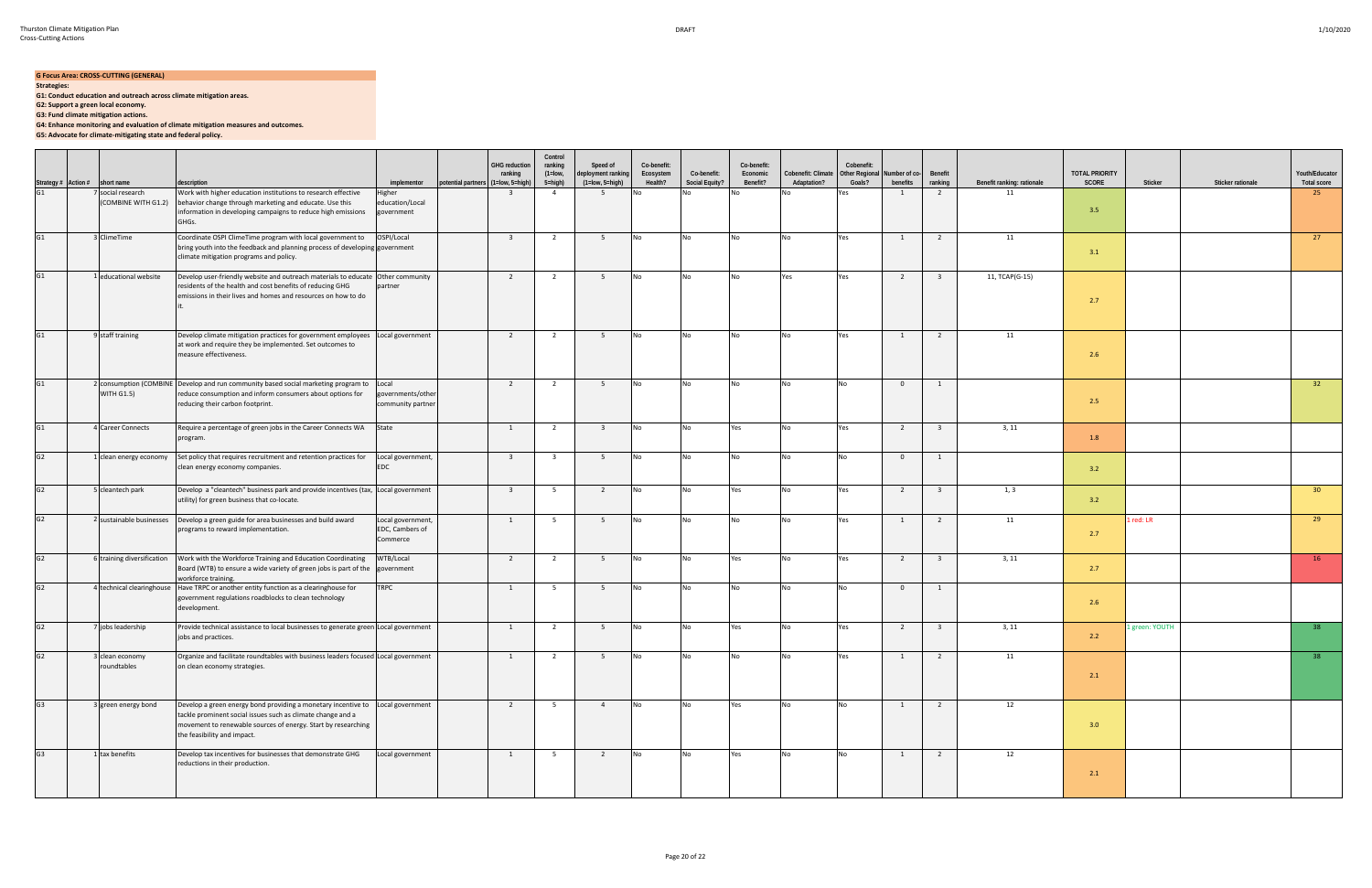**G Focus Area: CROSS-CUTTING (GENERAL)**

**Strategies:**

**G1: Conduct education and outreach across climate mitigation areas.**

**G2: Support a green local economy.**

**G3: Fund climate mitigation actions.**

**G4: Enhance monitoring and evaluation of climate mitigation measures and outcomes.**

**G5: Advocate for climate-mitigating state and federal policy.**

| Strategy # | Action # | short name | description | implementor | potential partners | GHG reduction ranking (1=low, 5=high) | Control ranking (1=low, 5=high) | Speed of deployment ranking (1=low, 5=high) | Co-benefit: Ecosystem Health? | Co-benefit: Social Equity? | Co-benefit: Economic Benefit? | Cobenefit: Climate Adaptation? | Cobenefit: Other Regional Goals? | Number of co-benefits | Benefit ranking | Benefit ranking: rationale | TOTAL PRIORITY SCORE | Sticker | Sticker rationale | Youth/Educator Total score |
|---|---|---|---|---|---|---|---|---|---|---|---|---|---|---|---|---|---|---|---|---|
| G1 | 7 | social research (COMBINE WITH G1.2) | Work with higher education institutions to research effective behavior change through marketing and educate. Use this information in developing campaigns to reduce high emissions GHGs. | Higher education/Local government | | 3 | 4 | 5 | No | No | No | No | Yes | 1 | 2 | 11 | 3.5 | | | 25 |
| G1 | 3 | ClimeTime | Coordinate OSPI ClimeTime program with local government to bring youth into the feedback and planning process of developing climate mitigation programs and policy. | OSPI/Local government | | 3 | 2 | 5 | No | No | No | No | Yes | 1 | 2 | 11 | 3.1 | | | 27 |
| G1 | 1 | educational website | Develop user-friendly website and outreach materials to educate residents of the health and cost benefits of reducing GHG emissions in their lives and homes and resources on how to do it. | Other community partner | | 2 | 2 | 5 | No | No | No | Yes | Yes | 2 | 3 | 11, TCAP(G-15) | 2.7 | | | |
| G1 | 9 | staff training | Develop climate mitigation practices for government employees at work and require they be implemented. Set outcomes to measure effectiveness. | Local government | | 2 | 2 | 5 | No | No | No | No | Yes | 1 | 2 | 11 | 2.6 | | | |
| G1 | 2 | consumption (COMBINE WITH G1.5) | Develop and run community based social marketing program to reduce consumption and inform consumers about options for reducing their carbon footprint. | Local governments/other community partner | | 2 | 2 | 5 | No | No | No | No | No | 0 | 1 | | 2.5 | | | 32 |
| G1 | 4 | Career Connects | Require a percentage of green jobs in the Career Connects WA program. | State | | 1 | 2 | 3 | No | No | Yes | No | Yes | 2 | 3 | 3, 11 | 1.8 | | | |
| G2 | 1 | clean energy economy | Set policy that requires recruitment and retention practices for clean energy economy companies. | Local government, EDC | | 3 | 3 | 5 | No | No | No | No | No | 0 | 1 | | 3.2 | | | |
| G2 | 5 | cleantech park | Develop a "cleantech" business park and provide incentives (tax, utility) for green business that co-locate. | Local government | | 3 | 5 | 2 | No | No | Yes | No | Yes | 2 | 3 | 1, 3 | 3.2 | | | 30 |
| G2 | 2 | sustainable businesses | Develop a green guide for area businesses and build award programs to reward implementation. | Local government, EDC, Cambers of Commerce | | 1 | 5 | 5 | No | No | No | No | Yes | 1 | 2 | 11 | 2.7 | 1 red: LR | | 29 |
| G2 | 6 | training diversification | Work with the Workforce Training and Education Coordinating Board (WTB) to ensure a wide variety of green jobs is part of the workforce training. | WTB/Local government | | 2 | 2 | 5 | No | No | Yes | No | Yes | 2 | 3 | 3, 11 | 2.7 | | | 16 |
| G2 | 4 | technical clearinghouse | Have TRPC or another entity function as a clearinghouse for government regulations roadblocks to clean technology development. | TRPC | | 1 | 5 | 5 | No | No | No | No | No | 0 | 1 | | 2.6 | | | |
| G2 | 7 | jobs leadership | Provide technical assistance to local businesses to generate green jobs and practices. | Local government | | 1 | 2 | 5 | No | No | Yes | No | Yes | 2 | 3 | 3, 11 | 2.2 | 1 green: YOUTH | | 38 |
| G2 | 3 | clean economy roundtables | Organize and facilitate roundtables with business leaders focused on clean economy strategies. | Local government | | 1 | 2 | 5 | No | No | No | No | Yes | 1 | 2 | 11 | 2.1 | | | 38 |
| G3 | 3 | green energy bond | Develop a green energy bond providing a monetary incentive to tackle prominent social issues such as climate change and a movement to renewable sources of energy. Start by researching the feasibility and impact. | Local government | | 2 | 5 | 4 | No | No | Yes | No | No | 1 | 2 | 12 | 3.0 | | | |
| G3 | 1 | tax benefits | Develop tax incentives for businesses that demonstrate GHG reductions in their production. | Local government | | 1 | 5 | 2 | No | No | Yes | No | No | 1 | 2 | 12 | 2.1 | | | |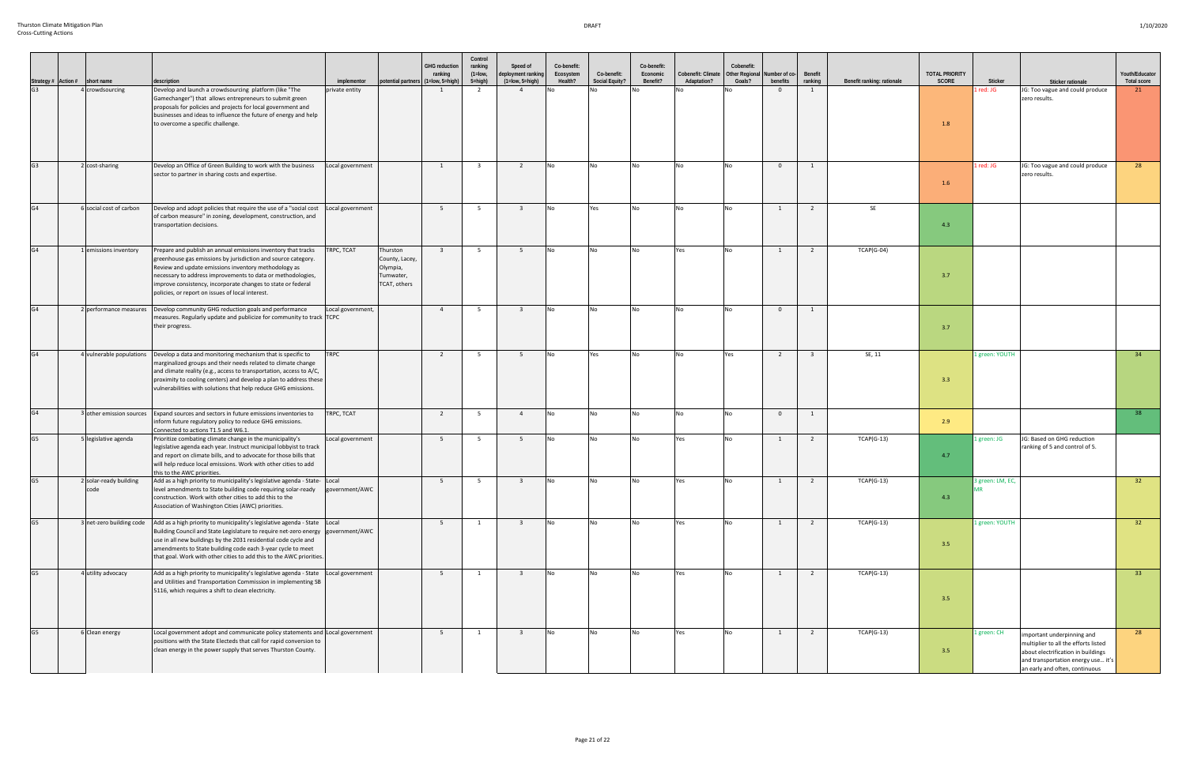| Strategy # | Action # | short name | description | implementor | potential partners | GHG reduction ranking (1=low, 5=high) | Control ranking (1=low, 5=high) | Speed of deployment ranking (1=low, 5=high) | Co-benefit: Ecosystem Health? | Co-benefit: Social Equity? | Co-benefit: Economic Benefit? | Cobenefit: Climate Adaptation? | Cobenefit: Other Regional Goals? | Number of co-benefits | Benefit ranking | Benefit ranking: rationale | TOTAL PRIORITY SCORE | Sticker | Sticker rationale | Youth/Educator Total score |
|---|---|---|---|---|---|---|---|---|---|---|---|---|---|---|---|---|---|---|---|---|
| G3 | 4 | crowdsourcing | Develop and launch a crowdsourcing platform (like "The Gamechanger") that allows entrepreneurs to submit green proposals for policies and projects for local government and businesses and ideas to influence the future of energy and help to overcome a specific challenge. | private entity | | 1 | 2 | 4 | No | No | No | No | No | 0 | 1 | | 1.8 | 1 red: JG | JG: Too vague and could produce zero results. | 21 |
| G3 | 2 | cost-sharing | Develop an Office of Green Building to work with the business sector to partner in sharing costs and expertise. | Local government | | 1 | 3 | 2 | No | No | No | No | No | 0 | 1 | | 1.6 | 1 red: JG | JG: Too vague and could produce zero results. | 28 |
| G4 | 6 | social cost of carbon | Develop and adopt policies that require the use of a "social cost of carbon measure" in zoning, development, construction, and transportation decisions. | Local government | | 5 | 5 | 3 | No | Yes | No | No | No | 1 | 2 | SE | 4.3 | | | |
| G4 | 1 | emissions inventory | Prepare and publish an annual emissions inventory that tracks greenhouse gas emissions by jurisdiction and source category. Review and update emissions inventory methodology as necessary to address improvements to data or methodologies, improve consistency, incorporate changes to state or federal policies, or report on issues of local interest. | TRPC, TCAT | Thurston County, Lacey, Olympia, Tumwater, TCAT, others | 3 | 5 | 5 | No | No | No | Yes | No | 1 | 2 | TCAP(G-04) | 3.7 | | | |
| G4 | 2 | performance measures | Develop community GHG reduction goals and performance measures. Regularly update and publicize for community to track their progress. | Local government, TCPC | | 4 | 5 | 3 | No | No | No | No | No | 0 | 1 | | 3.7 | | | |
| G4 | 4 | vulnerable populations | Develop a data and monitoring mechanism that is specific to marginalized groups and their needs related to climate change and climate reality (e.g., access to transportation, access to A/C, proximity to cooling centers) and develop a plan to address these vulnerabilities with solutions that help reduce GHG emissions. | TRPC | | 2 | 5 | 5 | No | Yes | No | No | Yes | 2 | 3 | SE, 11 | 3.3 | 1 green: YOUTH | | 34 |
| G4 | 3 | other emission sources | Expand sources and sectors in future emissions inventories to inform future regulatory policy to reduce GHG emissions. Connected to actions T1.5 and W6.1. | TRPC, TCAT | | 2 | 5 | 4 | No | No | No | No | No | 0 | 1 | | 2.9 | | | 38 |
| G5 | 5 | legislative agenda | Prioritize combating climate change in the municipality's legislative agenda each year. Instruct municipal lobbyist to track and report on climate bills, and to advocate for those bills that will help reduce local emissions. Work with other cities to add this to the AWC priorities. | Local government | | 5 | 5 | 5 | No | No | No | Yes | No | 1 | 2 | TCAP(G-13) | 4.7 | 1 green: JG | JG: Based on GHG reduction ranking of 5 and control of 5. | |
| G5 | 2 | solar-ready building code | Add as a high priority to municipality's legislative agenda - State-level amendments to State building code requiring solar-ready construction. Work with other cities to add this to the Association of Washington Cities (AWC) priorities. | Local government/AWC | | 5 | 5 | 3 | No | No | No | Yes | No | 1 | 2 | TCAP(G-13) | 4.3 | 3 green: LM, EC, MR | | 32 |
| G5 | 3 | net-zero building code | Add as a high priority to municipality's legislative agenda - State Building Council and State Legislature to require net-zero energy use in all new buildings by the 2031 residential code cycle and amendments to State building code each 3-year cycle to meet that goal. Work with other cities to add this to the AWC priorities. | Local government/AWC | | 5 | 1 | 3 | No | No | No | Yes | No | 1 | 2 | TCAP(G-13) | 3.5 | 1 green: YOUTH | | 32 |
| G5 | 4 | utility advocacy | Add as a high priority to municipality's legislative agenda - State and Utilities and Transportation Commission in implementing SB 5116, which requires a shift to clean electricity. | Local government | | 5 | 1 | 3 | No | No | No | Yes | No | 1 | 2 | TCAP(G-13) | 3.5 | | | 33 |
| G5 | 6 | Clean energy | Local government adopt and communicate policy statements and positions with the State Electeds that call for rapid conversion to clean energy in the power supply that serves Thurston County. | Local government | | 5 | 1 | 3 | No | No | No | Yes | No | 1 | 2 | TCAP(G-13) | 3.5 | 1 green: CH | important underpinning and multiplier to all the efforts listed about electrification in buildings and transportation energy use... it's an early and often, continuous | 28 |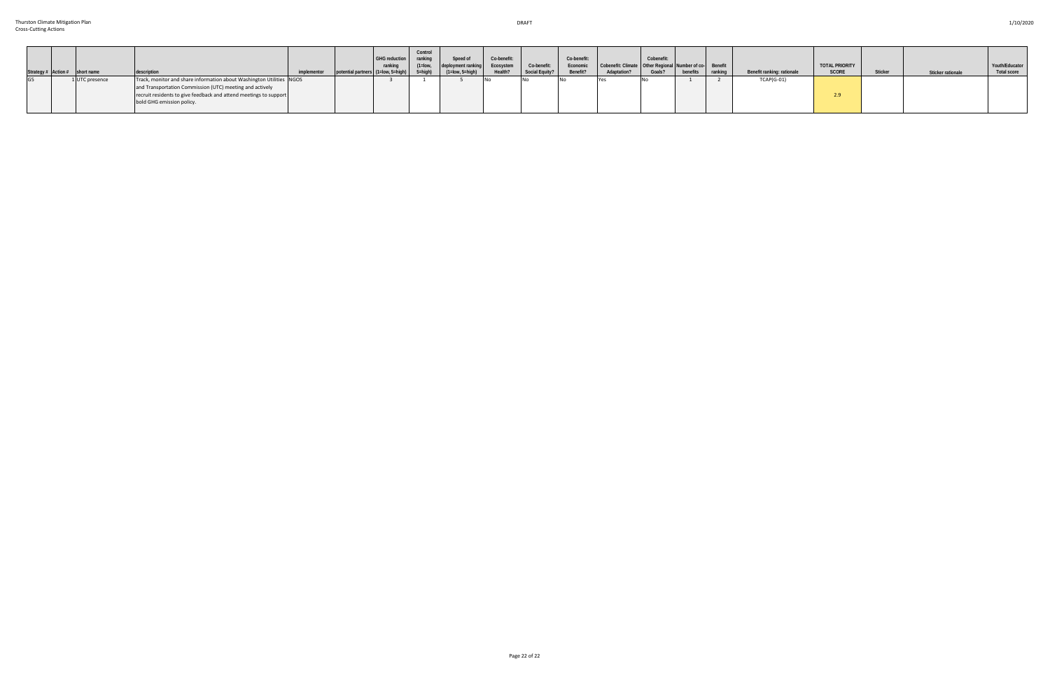| Strategy # | Action # | short name | description | implementor | potential partners | GHG reduction ranking (1=low, 5=high) | Control ranking (1=low, 5=high) | Speed of deployment ranking (1=low, 5=high) | Co-benefit: Ecosystem Health? | Co-benefit: Social Equity? | Co-benefit: Economic Benefit? | Cobenefit: Climate Adaptation? | Cobenefit: Other Regional Goals? | Number of co-benefits | Benefit ranking | Benefit ranking: rationale | TOTAL PRIORITY SCORE | Sticker | Sticker rationale | Youth/Educator Total score |
|---|---|---|---|---|---|---|---|---|---|---|---|---|---|---|---|---|---|---|---|---|
| G5 | 1 | UTC presence | Track, monitor and share information about Washington Utilities and Transportation Commission (UTC) meeting and actively recruit residents to give feedback and attend meetings to support bold GHG emission policy. | NGOS | | 3 | 1 | 5 | No | No | No | Yes | No | 1 | 2 | TCAP(G-01) | 2.9 | | | |